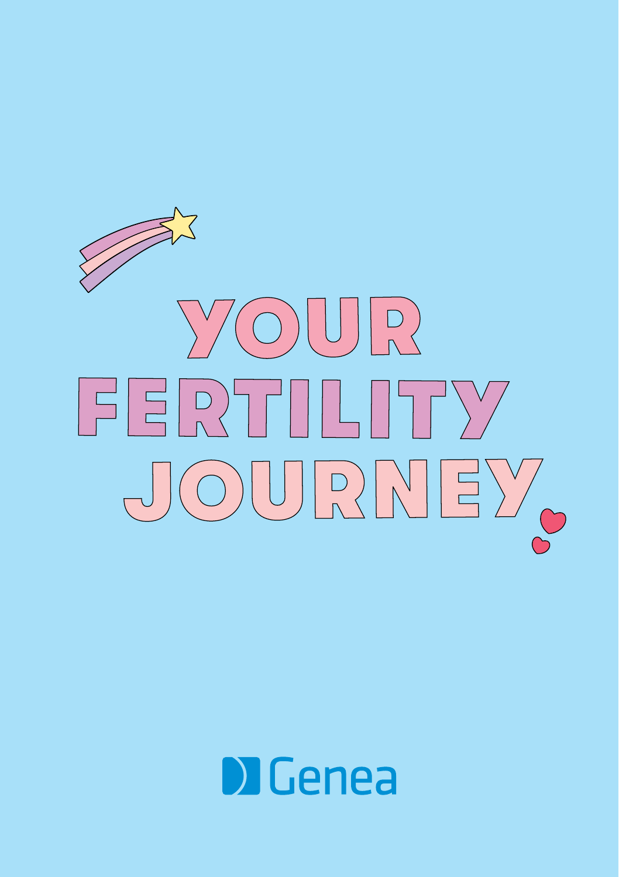# YOUR FERTILITY JOURNEY

Genea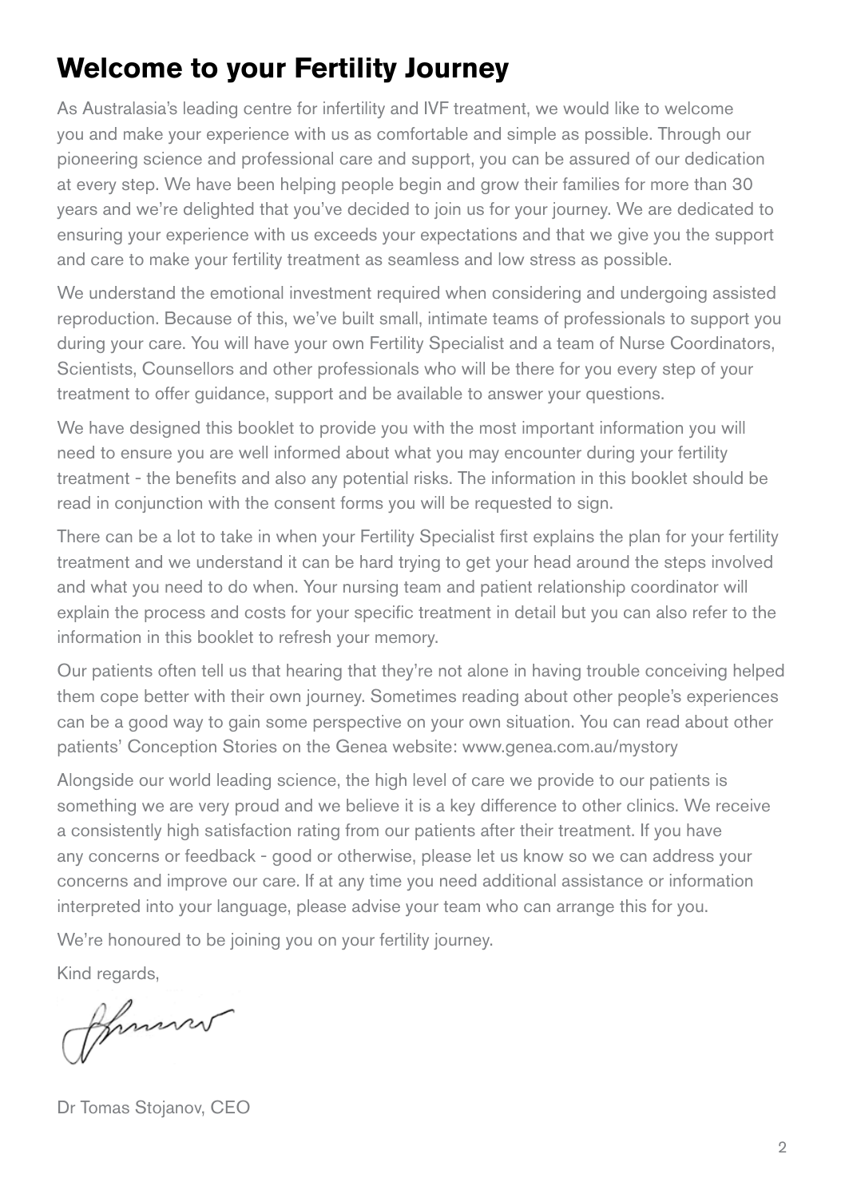# Welcome to your Fertility Journey

As Australasia's leading centre for infertility and IVF treatment, we would like to welcome you and make your experience with us as comfortable and simple as possible. Through our pioneering science and professional care and support, you can be assured of our dedication at every step. We have been helping people begin and grow their families for more than 30 years and we're delighted that you've decided to join us for your journey. We are dedicated to ensuring your experience with us exceeds your expectations and that we give you the support and care to make your fertility treatment as seamless and low stress as possible.

We understand the emotional investment required when considering and undergoing assisted reproduction. Because of this, we've built small, intimate teams of professionals to support you during your care. You will have your own Fertility Specialist and a team of Nurse Coordinators, Scientists, Counsellors and other professionals who will be there for you every step of your treatment to offer guidance, support and be available to answer your questions.

We have designed this booklet to provide you with the most important information you will need to ensure you are well informed about what you may encounter during your fertility treatment - the benefits and also any potential risks. The information in this booklet should be read in conjunction with the consent forms you will be requested to sign.

There can be a lot to take in when your Fertility Specialist first explains the plan for your fertility treatment and we understand it can be hard trying to get your head around the steps involved and what you need to do when. Your nursing team and patient relationship coordinator will explain the process and costs for your specific treatment in detail but you can also refer to the information in this booklet to refresh your memory.

Our patients often tell us that hearing that they're not alone in having trouble conceiving helped them cope better with their own journey. Sometimes reading about other people's experiences can be a good way to gain some perspective on your own situation. You can read about other patients' Conception Stories on the Genea website: www.genea.com.au/mystory

Alongside our world leading science, the high level of care we provide to our patients is something we are very proud and we believe it is a key difference to other clinics. We receive a consistently high satisfaction rating from our patients after their treatment. If you have any concerns or feedback - good or otherwise, please let us know so we can address your concerns and improve our care. If at any time you need additional assistance or information interpreted into your language, please advise your team who can arrange this for you.

We're honoured to be joining you on your fertility journey.

Kind regards,

Dr Tomas Stojanov, CEO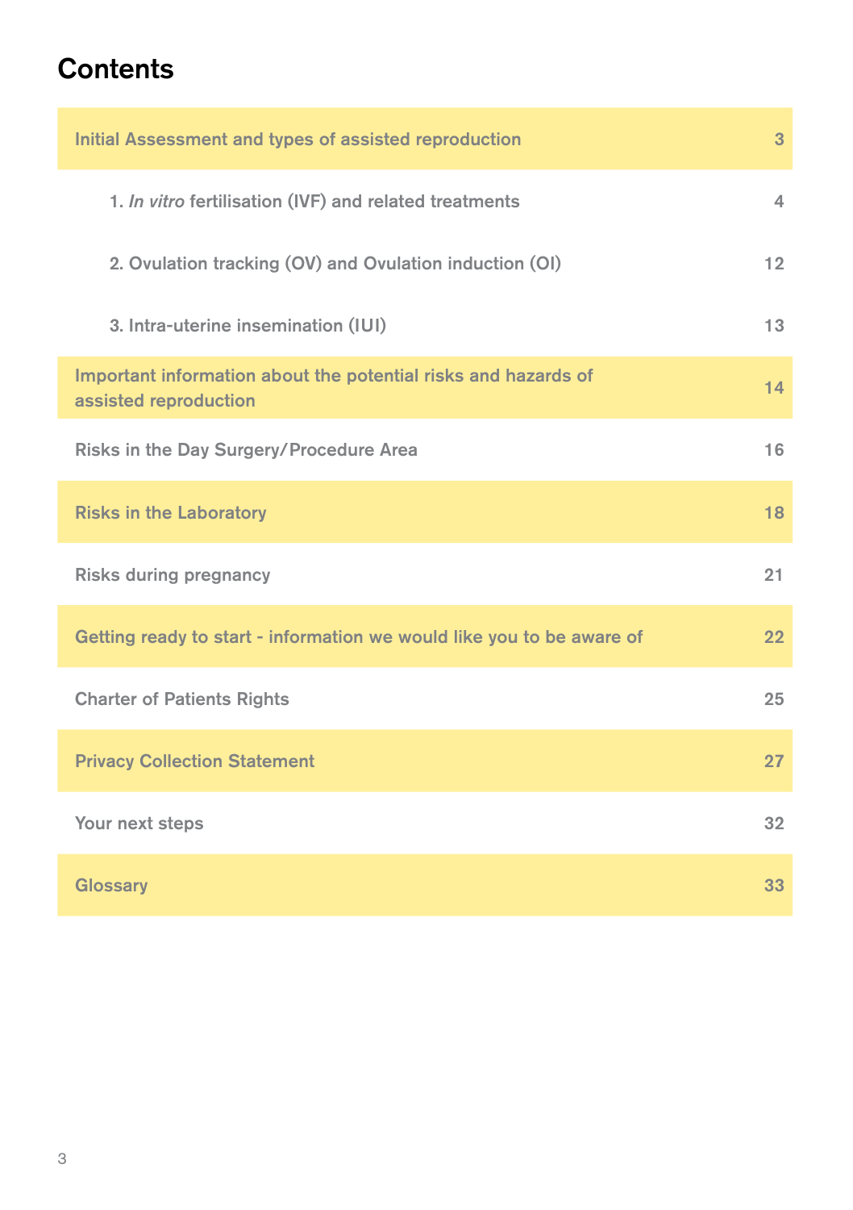# Contents

| | |
|---|---|
| Initial Assessment and types of assisted reproduction | 3 |
| 1. *In vitro* fertilisation (IVF) and related treatments | 4 |
| 2. Ovulation tracking (OV) and Ovulation induction (OI) | 12 |
| 3. Intra-uterine insemination (IUI) | 13 |
| Important information about the potential risks and hazards of assisted reproduction | 14 |
| Risks in the Day Surgery/Procedure Area | 16 |
| Risks in the Laboratory | 18 |
| Risks during pregnancy | 21 |
| Getting ready to start - information we would like you to be aware of | 22 |
| Charter of Patients Rights | 25 |
| Privacy Collection Statement | 27 |
| Your next steps | 32 |
| Glossary | 33 |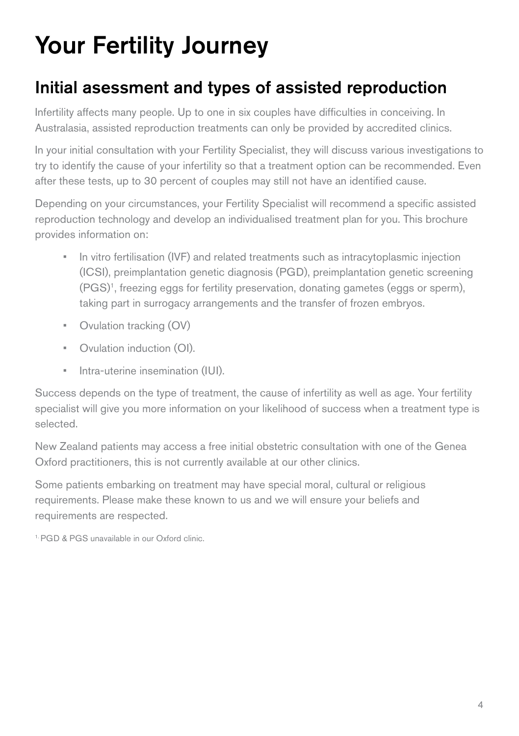# Your Fertility Journey

## Initial asessment and types of assisted reproduction

Infertility affects many people. Up to one in six couples have difficulties in conceiving. In Australasia, assisted reproduction treatments can only be provided by accredited clinics.

In your initial consultation with your Fertility Specialist, they will discuss various investigations to try to identify the cause of your infertility so that a treatment option can be recommended. Even after these tests, up to 30 percent of couples may still not have an identified cause.

Depending on your circumstances, your Fertility Specialist will recommend a specific assisted reproduction technology and develop an individualised treatment plan for you. This brochure provides information on:

- In vitro fertilisation (IVF) and related treatments such as intracytoplasmic injection (ICSI), preimplantation genetic diagnosis (PGD), preimplantation genetic screening (PGS)[1], freezing eggs for fertility preservation, donating gametes (eggs or sperm), taking part in surrogacy arrangements and the transfer of frozen embryos.
- Ovulation tracking (OV)
- Ovulation induction (OI).
- Intra-uterine insemination (IUI).

Success depends on the type of treatment, the cause of infertility as well as age. Your fertility specialist will give you more information on your likelihood of success when a treatment type is selected.

New Zealand patients may access a free initial obstetric consultation with one of the Genea Oxford practitioners, this is not currently available at our other clinics.

Some patients embarking on treatment may have special moral, cultural or religious requirements. Please make these known to us and we will ensure your beliefs and requirements are respected.

[1] PGD & PGS unavailable in our Oxford clinic.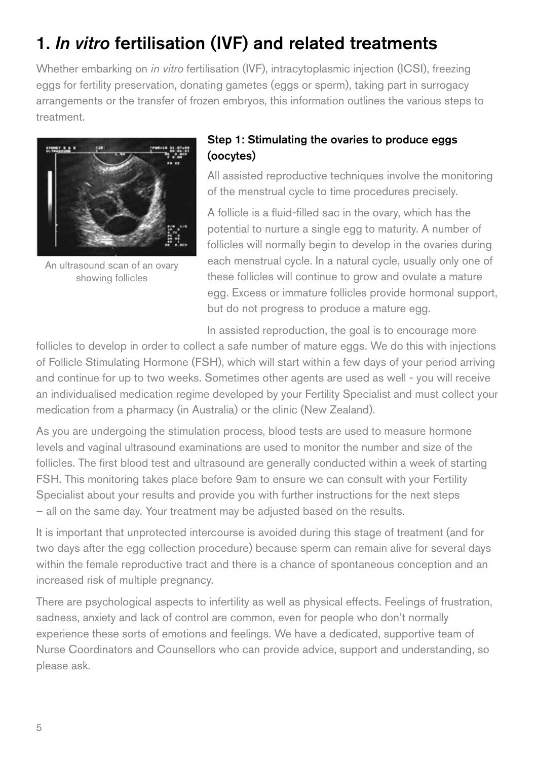# 1. *In vitro* fertilisation (IVF) and related treatments

Whether embarking on *in vitro* fertilisation (IVF), intracytoplasmic injection (ICSI), freezing eggs for fertility preservation, donating gametes (eggs or sperm), taking part in surrogacy arrangements or the transfer of frozen embryos, this information outlines the various steps to treatment.

An ultrasound scan of an ovary showing follicles

### Step 1: Stimulating the ovaries to produce eggs (oocytes)

All assisted reproductive techniques involve the monitoring of the menstrual cycle to time procedures precisely.

A follicle is a fluid-filled sac in the ovary, which has the potential to nurture a single egg to maturity. A number of follicles will normally begin to develop in the ovaries during each menstrual cycle. In a natural cycle, usually only one of these follicles will continue to grow and ovulate a mature egg. Excess or immature follicles provide hormonal support, but do not progress to produce a mature egg.

In assisted reproduction, the goal is to encourage more follicles to develop in order to collect a safe number of mature eggs. We do this with injections of Follicle Stimulating Hormone (FSH), which will start within a few days of your period arriving and continue for up to two weeks. Sometimes other agents are used as well - you will receive an individualised medication regime developed by your Fertility Specialist and must collect your medication from a pharmacy (in Australia) or the clinic (New Zealand).

As you are undergoing the stimulation process, blood tests are used to measure hormone levels and vaginal ultrasound examinations are used to monitor the number and size of the follicles. The first blood test and ultrasound are generally conducted within a week of starting FSH. This monitoring takes place before 9am to ensure we can consult with your Fertility Specialist about your results and provide you with further instructions for the next steps – all on the same day. Your treatment may be adjusted based on the results.

It is important that unprotected intercourse is avoided during this stage of treatment (and for two days after the egg collection procedure) because sperm can remain alive for several days within the female reproductive tract and there is a chance of spontaneous conception and an increased risk of multiple pregnancy.

There are psychological aspects to infertility as well as physical effects. Feelings of frustration, sadness, anxiety and lack of control are common, even for people who don't normally experience these sorts of emotions and feelings. We have a dedicated, supportive team of Nurse Coordinators and Counsellors who can provide advice, support and understanding, so please ask.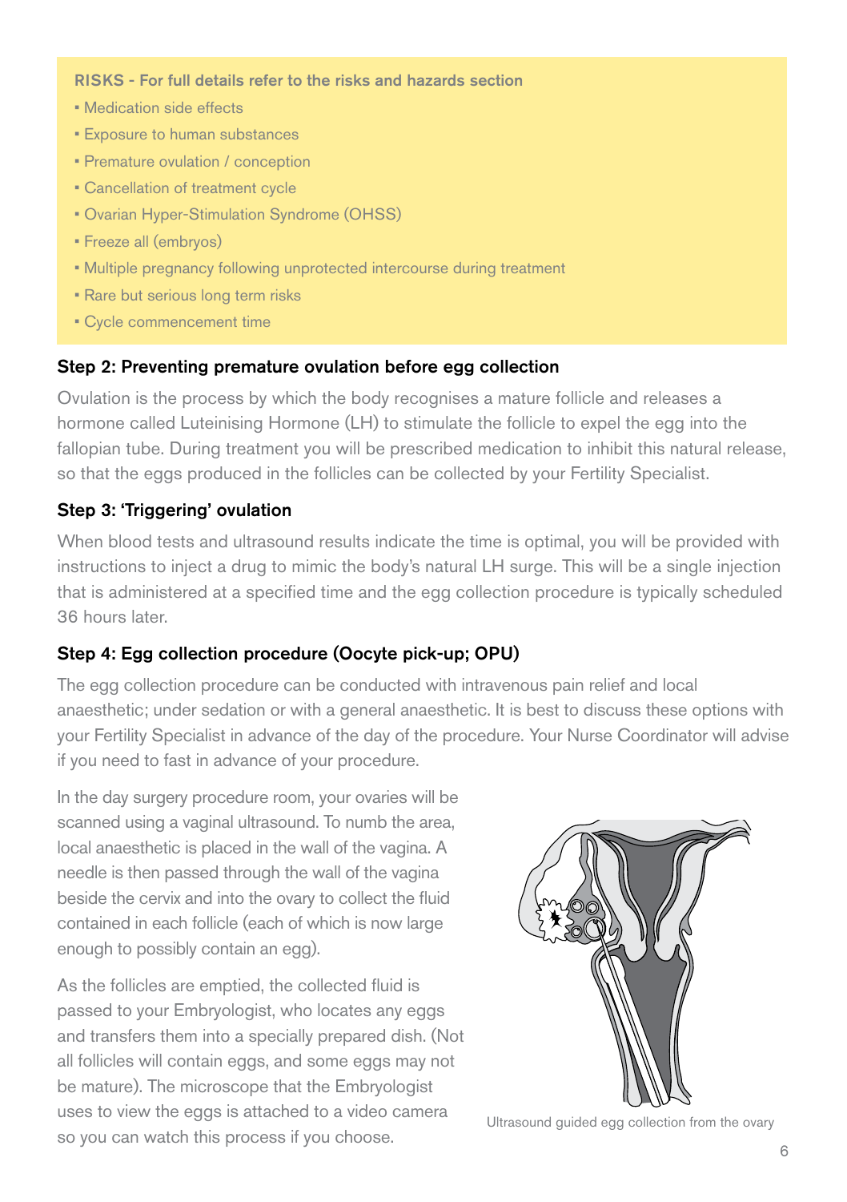**RISKS - For full details refer to the risks and hazards section**

- Medication side effects
- Exposure to human substances
- Premature ovulation / conception
- Cancellation of treatment cycle
- Ovarian Hyper-Stimulation Syndrome (OHSS)
- Freeze all (embryos)
- Multiple pregnancy following unprotected intercourse during treatment
- Rare but serious long term risks
- Cycle commencement time

### Step 2: Preventing premature ovulation before egg collection

Ovulation is the process by which the body recognises a mature follicle and releases a hormone called Luteinising Hormone (LH) to stimulate the follicle to expel the egg into the fallopian tube. During treatment you will be prescribed medication to inhibit this natural release, so that the eggs produced in the follicles can be collected by your Fertility Specialist.

### Step 3: 'Triggering' ovulation

When blood tests and ultrasound results indicate the time is optimal, you will be provided with instructions to inject a drug to mimic the body's natural LH surge. This will be a single injection that is administered at a specified time and the egg collection procedure is typically scheduled 36 hours later.

### Step 4: Egg collection procedure (Oocyte pick-up; OPU)

The egg collection procedure can be conducted with intravenous pain relief and local anaesthetic; under sedation or with a general anaesthetic. It is best to discuss these options with your Fertility Specialist in advance of the day of the procedure. Your Nurse Coordinator will advise if you need to fast in advance of your procedure.

In the day surgery procedure room, your ovaries will be scanned using a vaginal ultrasound. To numb the area, local anaesthetic is placed in the wall of the vagina. A needle is then passed through the wall of the vagina beside the cervix and into the ovary to collect the fluid contained in each follicle (each of which is now large enough to possibly contain an egg).

As the follicles are emptied, the collected fluid is passed to your Embryologist, who locates any eggs and transfers them into a specially prepared dish. (Not all follicles will contain eggs, and some eggs may not be mature). The microscope that the Embryologist uses to view the eggs is attached to a video camera so you can watch this process if you choose.

Ultrasound guided egg collection from the ovary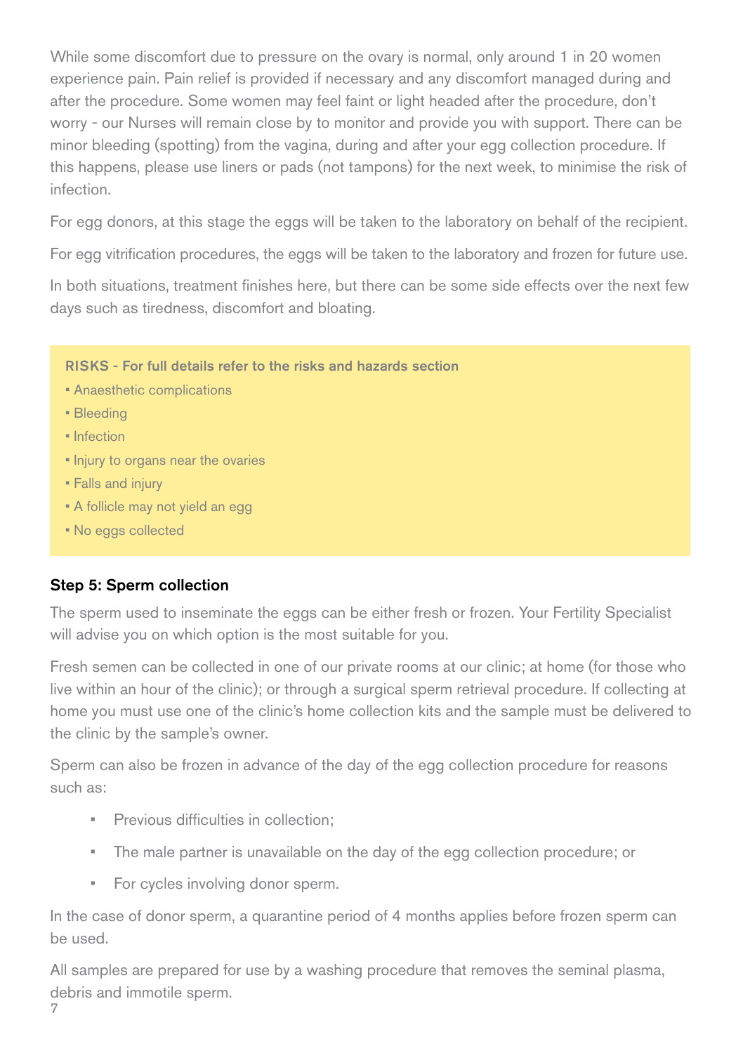While some discomfort due to pressure on the ovary is normal, only around 1 in 20 women experience pain. Pain relief is provided if necessary and any discomfort managed during and after the procedure. Some women may feel faint or light headed after the procedure, don't worry - our Nurses will remain close by to monitor and provide you with support. There can be minor bleeding (spotting) from the vagina, during and after your egg collection procedure. If this happens, please use liners or pads (not tampons) for the next week, to minimise the risk of infection.

For egg donors, at this stage the eggs will be taken to the laboratory on behalf of the recipient.

For egg vitrification procedures, the eggs will be taken to the laboratory and frozen for future use.

In both situations, treatment finishes here, but there can be some side effects over the next few days such as tiredness, discomfort and bloating.

**RISKS - For full details refer to the risks and hazards section**

- Anaesthetic complications
- Bleeding
- Infection
- Injury to organs near the ovaries
- Falls and injury
- A follicle may not yield an egg
- No eggs collected

### Step 5: Sperm collection

The sperm used to inseminate the eggs can be either fresh or frozen. Your Fertility Specialist will advise you on which option is the most suitable for you.

Fresh semen can be collected in one of our private rooms at our clinic; at home (for those who live within an hour of the clinic); or through a surgical sperm retrieval procedure. If collecting at home you must use one of the clinic's home collection kits and the sample must be delivered to the clinic by the sample's owner.

Sperm can also be frozen in advance of the day of the egg collection procedure for reasons such as:

- Previous difficulties in collection;
- The male partner is unavailable on the day of the egg collection procedure; or
- For cycles involving donor sperm.

In the case of donor sperm, a quarantine period of 4 months applies before frozen sperm can be used.

All samples are prepared for use by a washing procedure that removes the seminal plasma, debris and immotile sperm.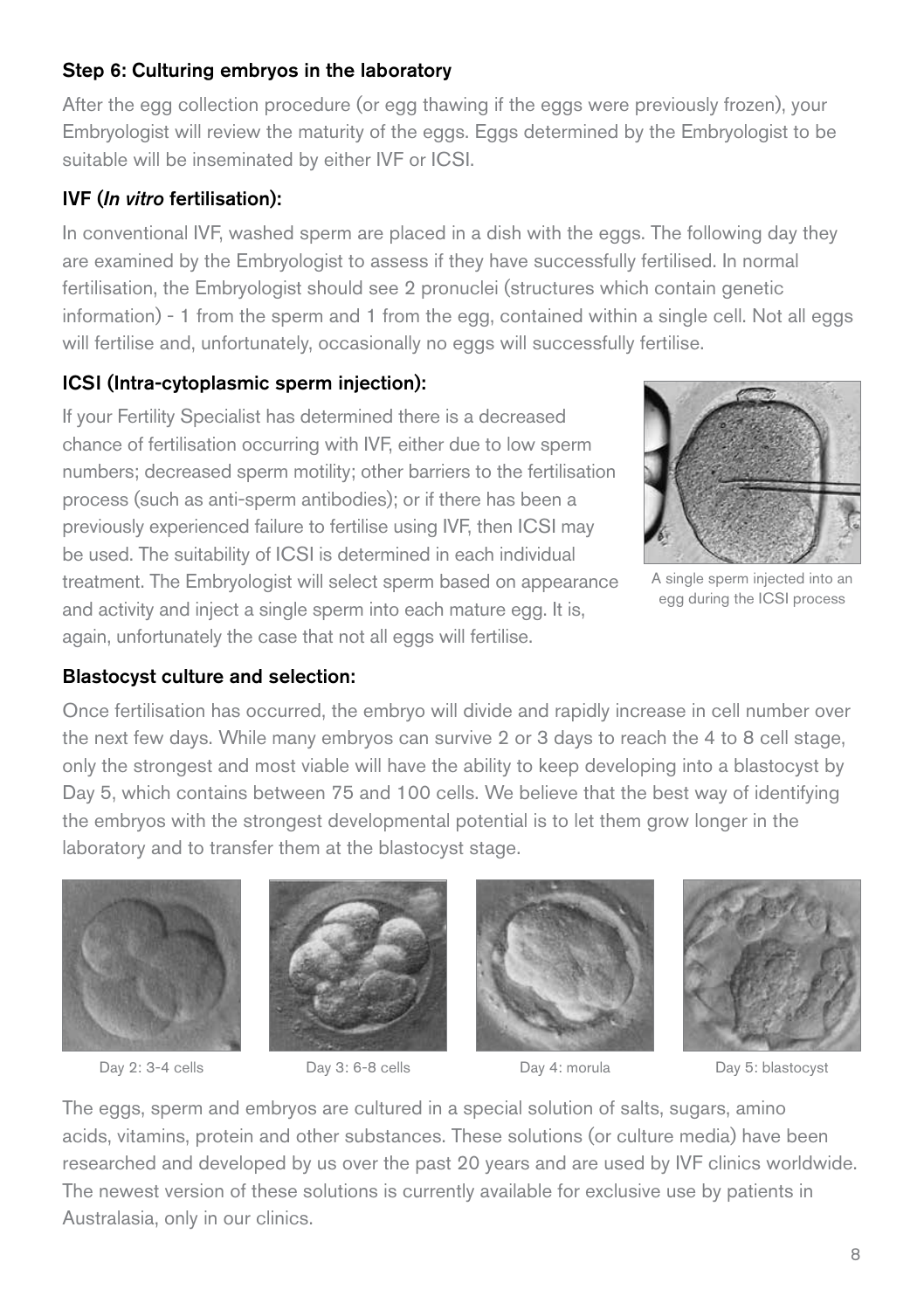### Step 6: Culturing embryos in the laboratory

After the egg collection procedure (or egg thawing if the eggs were previously frozen), your Embryologist will review the maturity of the eggs. Eggs determined by the Embryologist to be suitable will be inseminated by either IVF or ICSI.

### IVF (*In vitro* fertilisation):

In conventional IVF, washed sperm are placed in a dish with the eggs. The following day they are examined by the Embryologist to assess if they have successfully fertilised. In normal fertilisation, the Embryologist should see 2 pronuclei (structures which contain genetic information) - 1 from the sperm and 1 from the egg, contained within a single cell. Not all eggs will fertilise and, unfortunately, occasionally no eggs will successfully fertilise.

### ICSI (Intra-cytoplasmic sperm injection):

If your Fertility Specialist has determined there is a decreased chance of fertilisation occurring with IVF, either due to low sperm numbers; decreased sperm motility; other barriers to the fertilisation process (such as anti-sperm antibodies); or if there has been a previously experienced failure to fertilise using IVF, then ICSI may be used. The suitability of ICSI is determined in each individual treatment. The Embryologist will select sperm based on appearance and activity and inject a single sperm into each mature egg. It is, again, unfortunately the case that not all eggs will fertilise.

A single sperm injected into an egg during the ICSI process

### Blastocyst culture and selection:

Once fertilisation has occurred, the embryo will divide and rapidly increase in cell number over the next few days. While many embryos can survive 2 or 3 days to reach the 4 to 8 cell stage, only the strongest and most viable will have the ability to keep developing into a blastocyst by Day 5, which contains between 75 and 100 cells. We believe that the best way of identifying the embryos with the strongest developmental potential is to let them grow longer in the laboratory and to transfer them at the blastocyst stage.

Day 2: 3-4 cells

Day 3: 6-8 cells

Day 4: morula

Day 5: blastocyst

The eggs, sperm and embryos are cultured in a special solution of salts, sugars, amino acids, vitamins, protein and other substances. These solutions (or culture media) have been researched and developed by us over the past 20 years and are used by IVF clinics worldwide. The newest version of these solutions is currently available for exclusive use by patients in Australasia, only in our clinics.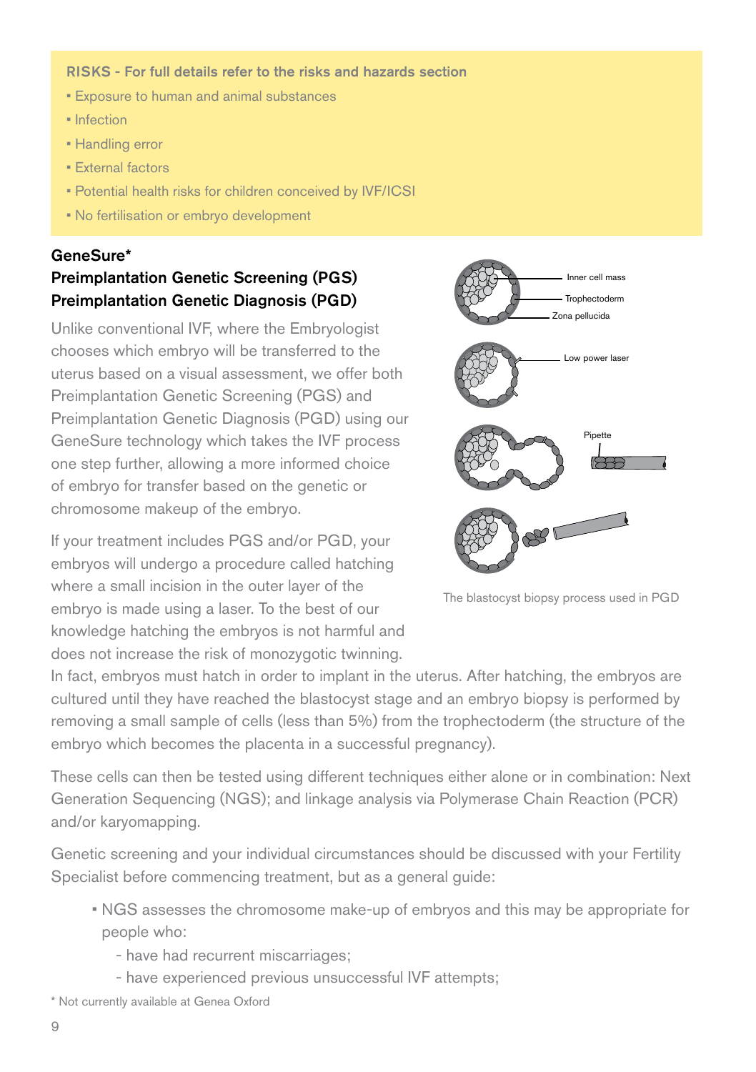**RISKS - For full details refer to the risks and hazards section**

- Exposure to human and animal substances
- Infection
- Handling error
- External factors
- Potential health risks for children conceived by IVF/ICSI
- No fertilisation or embryo development

## GeneSure*
## Preimplantation Genetic Screening (PGS)
## Preimplantation Genetic Diagnosis (PGD)

Unlike conventional IVF, where the Embryologist chooses which embryo will be transferred to the uterus based on a visual assessment, we offer both Preimplantation Genetic Screening (PGS) and Preimplantation Genetic Diagnosis (PGD) using our GeneSure technology which takes the IVF process one step further, allowing a more informed choice of embryo for transfer based on the genetic or chromosome makeup of the embryo.

If your treatment includes PGS and/or PGD, your embryos will undergo a procedure called hatching where a small incision in the outer layer of the embryo is made using a laser. To the best of our knowledge hatching the embryos is not harmful and does not increase the risk of monozygotic twinning. In fact, embryos must hatch in order to implant in the uterus. After hatching, the embryos are cultured until they have reached the blastocyst stage and an embryo biopsy is performed by removing a small sample of cells (less than 5%) from the trophectoderm (the structure of the embryo which becomes the placenta in a successful pregnancy).

Inner cell mass
Trophectoderm
Zona pellucida
Low power laser
Pipette

The blastocyst biopsy process used in PGD

These cells can then be tested using different techniques either alone or in combination: Next Generation Sequencing (NGS); and linkage analysis via Polymerase Chain Reaction (PCR) and/or karyomapping.

Genetic screening and your individual circumstances should be discussed with your Fertility Specialist before commencing treatment, but as a general guide:

- NGS assesses the chromosome make-up of embryos and this may be appropriate for people who:
  - have had recurrent miscarriages;
  - have experienced previous unsuccessful IVF attempts;

* Not currently available at Genea Oxford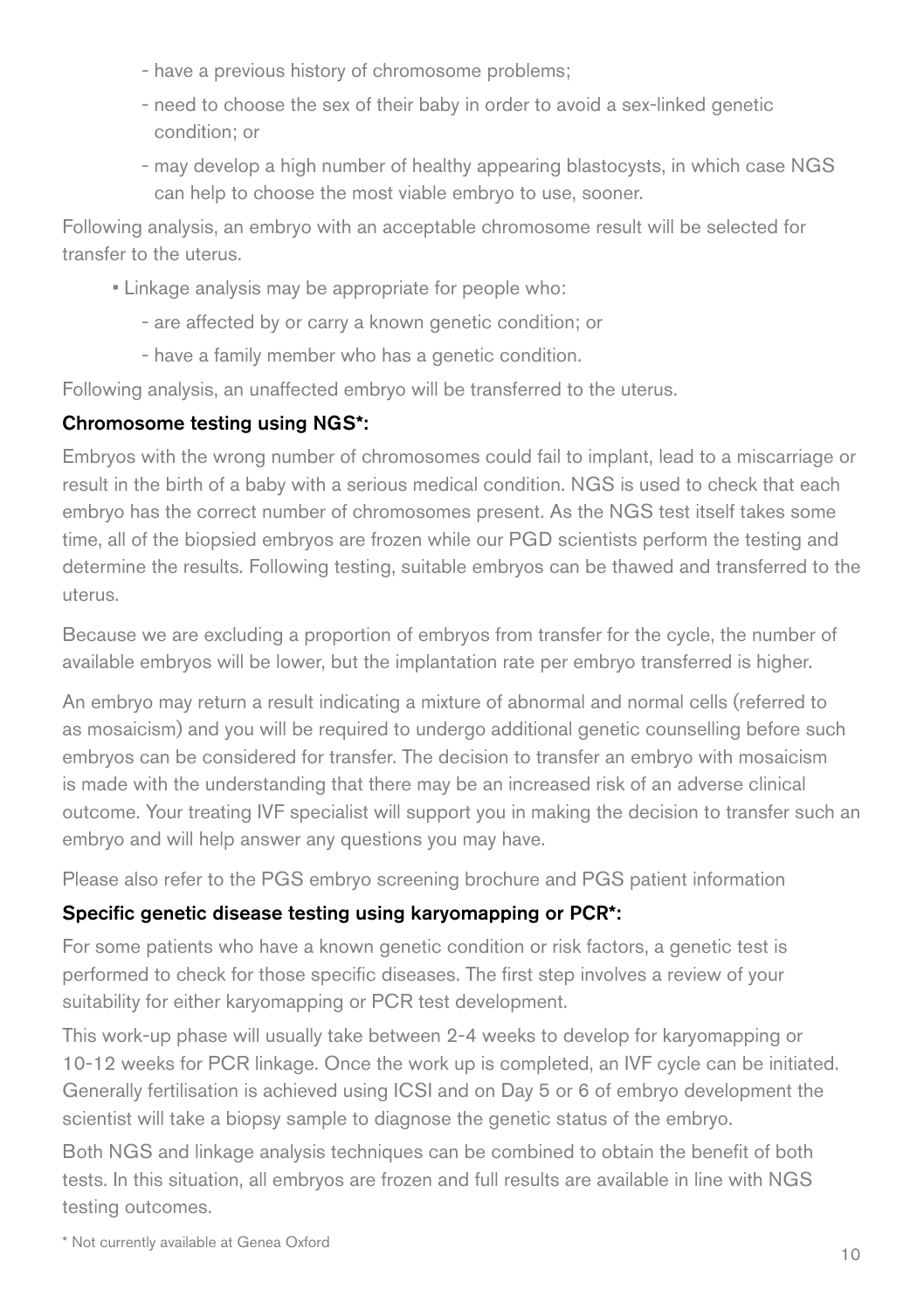- have a previous history of chromosome problems;
  - need to choose the sex of their baby in order to avoid a sex-linked genetic condition; or
  - may develop a high number of healthy appearing blastocysts, in which case NGS can help to choose the most viable embryo to use, sooner.

Following analysis, an embryo with an acceptable chromosome result will be selected for transfer to the uterus.

- Linkage analysis may be appropriate for people who:
  - are affected by or carry a known genetic condition; or
  - have a family member who has a genetic condition.

Following analysis, an unaffected embryo will be transferred to the uterus.

### Chromosome testing using NGS*:

Embryos with the wrong number of chromosomes could fail to implant, lead to a miscarriage or result in the birth of a baby with a serious medical condition. NGS is used to check that each embryo has the correct number of chromosomes present. As the NGS test itself takes some time, all of the biopsied embryos are frozen while our PGD scientists perform the testing and determine the results. Following testing, suitable embryos can be thawed and transferred to the uterus.

Because we are excluding a proportion of embryos from transfer for the cycle, the number of available embryos will be lower, but the implantation rate per embryo transferred is higher.

An embryo may return a result indicating a mixture of abnormal and normal cells (referred to as mosaicism) and you will be required to undergo additional genetic counselling before such embryos can be considered for transfer. The decision to transfer an embryo with mosaicism is made with the understanding that there may be an increased risk of an adverse clinical outcome. Your treating IVF specialist will support you in making the decision to transfer such an embryo and will help answer any questions you may have.

Please also refer to the PGS embryo screening brochure and PGS patient information

### Specific genetic disease testing using karyomapping or PCR*:

For some patients who have a known genetic condition or risk factors, a genetic test is performed to check for those specific diseases. The first step involves a review of your suitability for either karyomapping or PCR test development.

This work-up phase will usually take between 2-4 weeks to develop for karyomapping or 10-12 weeks for PCR linkage. Once the work up is completed, an IVF cycle can be initiated. Generally fertilisation is achieved using ICSI and on Day 5 or 6 of embryo development the scientist will take a biopsy sample to diagnose the genetic status of the embryo.

Both NGS and linkage analysis techniques can be combined to obtain the benefit of both tests. In this situation, all embryos are frozen and full results are available in line with NGS testing outcomes.

\* Not currently available at Genea Oxford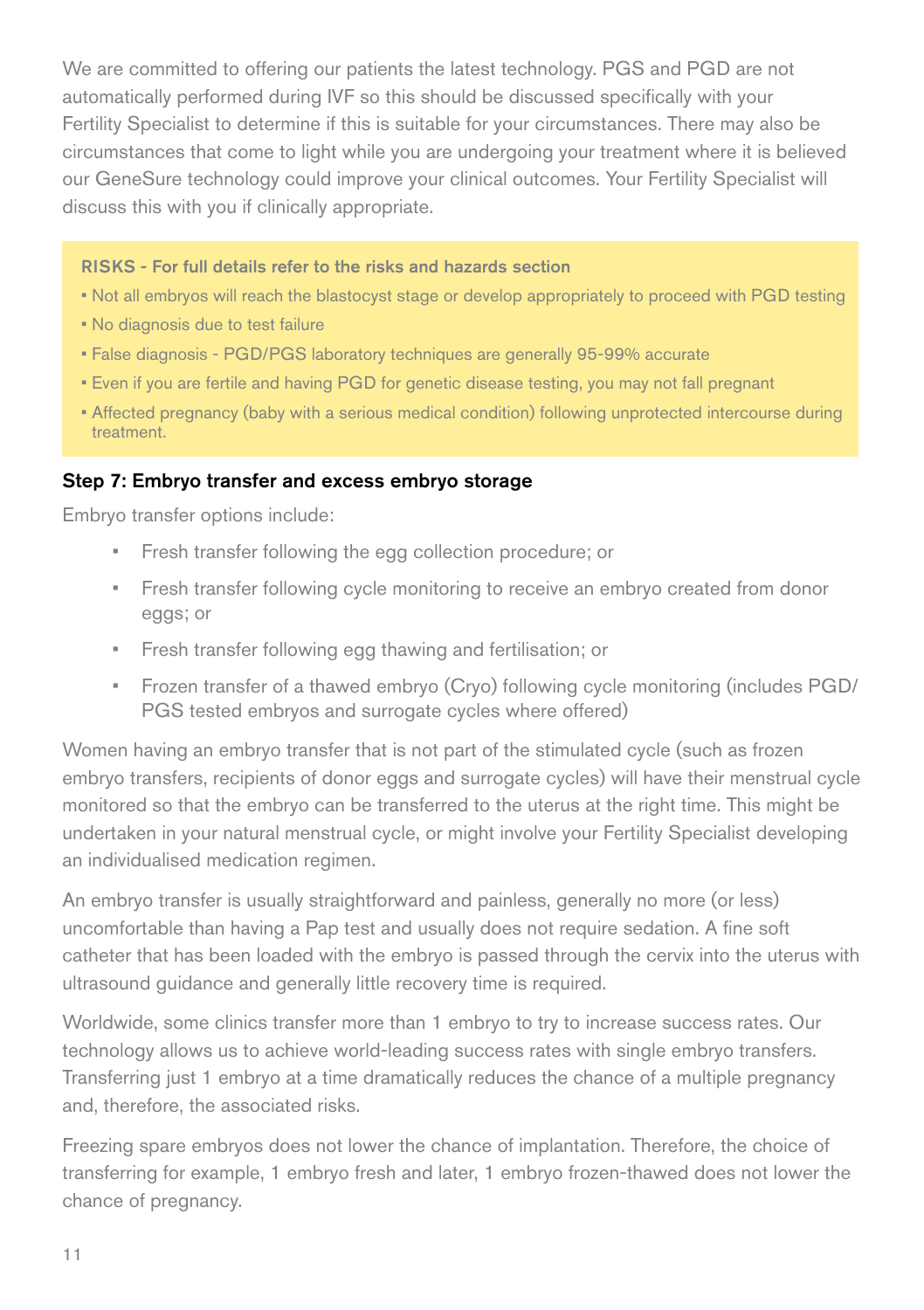We are committed to offering our patients the latest technology. PGS and PGD are not automatically performed during IVF so this should be discussed specifically with your Fertility Specialist to determine if this is suitable for your circumstances. There may also be circumstances that come to light while you are undergoing your treatment where it is believed our GeneSure technology could improve your clinical outcomes. Your Fertility Specialist will discuss this with you if clinically appropriate.

**RISKS - For full details refer to the risks and hazards section**

- Not all embryos will reach the blastocyst stage or develop appropriately to proceed with PGD testing
- No diagnosis due to test failure
- False diagnosis - PGD/PGS laboratory techniques are generally 95-99% accurate
- Even if you are fertile and having PGD for genetic disease testing, you may not fall pregnant
- Affected pregnancy (baby with a serious medical condition) following unprotected intercourse during treatment.

### Step 7: Embryo transfer and excess embryo storage

Embryo transfer options include:

- Fresh transfer following the egg collection procedure; or
- Fresh transfer following cycle monitoring to receive an embryo created from donor eggs; or
- Fresh transfer following egg thawing and fertilisation; or
- Frozen transfer of a thawed embryo (Cryo) following cycle monitoring (includes PGD/PGS tested embryos and surrogate cycles where offered)

Women having an embryo transfer that is not part of the stimulated cycle (such as frozen embryo transfers, recipients of donor eggs and surrogate cycles) will have their menstrual cycle monitored so that the embryo can be transferred to the uterus at the right time. This might be undertaken in your natural menstrual cycle, or might involve your Fertility Specialist developing an individualised medication regimen.

An embryo transfer is usually straightforward and painless, generally no more (or less) uncomfortable than having a Pap test and usually does not require sedation. A fine soft catheter that has been loaded with the embryo is passed through the cervix into the uterus with ultrasound guidance and generally little recovery time is required.

Worldwide, some clinics transfer more than 1 embryo to try to increase success rates. Our technology allows us to achieve world-leading success rates with single embryo transfers. Transferring just 1 embryo at a time dramatically reduces the chance of a multiple pregnancy and, therefore, the associated risks.

Freezing spare embryos does not lower the chance of implantation. Therefore, the choice of transferring for example, 1 embryo fresh and later, 1 embryo frozen-thawed does not lower the chance of pregnancy.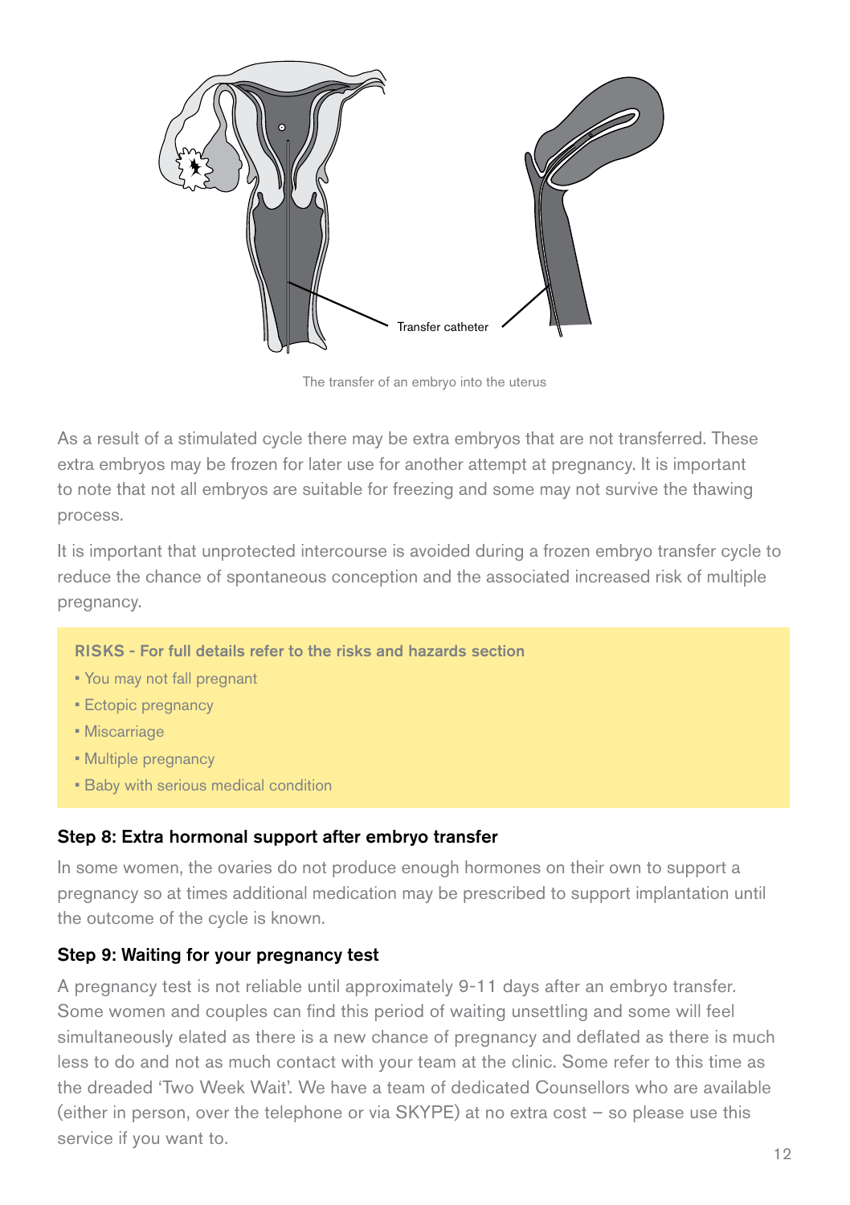Transfer catheter

The transfer of an embryo into the uterus

As a result of a stimulated cycle there may be extra embryos that are not transferred. These extra embryos may be frozen for later use for another attempt at pregnancy. It is important to note that not all embryos are suitable for freezing and some may not survive the thawing process.

It is important that unprotected intercourse is avoided during a frozen embryo transfer cycle to reduce the chance of spontaneous conception and the associated increased risk of multiple pregnancy.

**RISKS - For full details refer to the risks and hazards section**

- You may not fall pregnant
- Ectopic pregnancy
- Miscarriage
- Multiple pregnancy
- Baby with serious medical condition

### Step 8: Extra hormonal support after embryo transfer

In some women, the ovaries do not produce enough hormones on their own to support a pregnancy so at times additional medication may be prescribed to support implantation until the outcome of the cycle is known.

### Step 9: Waiting for your pregnancy test

A pregnancy test is not reliable until approximately 9-11 days after an embryo transfer. Some women and couples can find this period of waiting unsettling and some will feel simultaneously elated as there is a new chance of pregnancy and deflated as there is much less to do and not as much contact with your team at the clinic. Some refer to this time as the dreaded 'Two Week Wait'. We have a team of dedicated Counsellors who are available (either in person, over the telephone or via SKYPE) at no extra cost – so please use this service if you want to.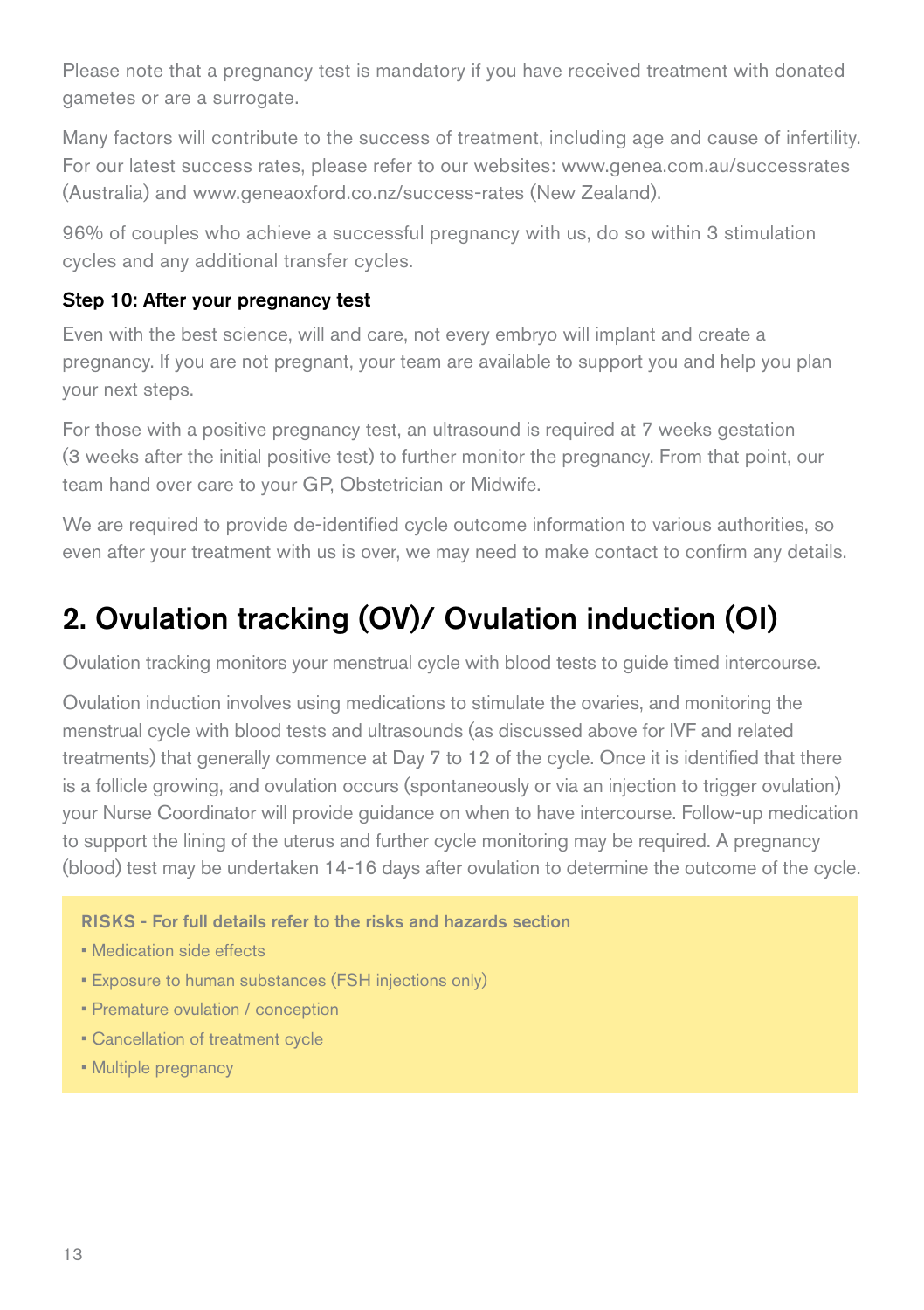Please note that a pregnancy test is mandatory if you have received treatment with donated gametes or are a surrogate.

Many factors will contribute to the success of treatment, including age and cause of infertility. For our latest success rates, please refer to our websites: www.genea.com.au/successrates (Australia) and www.geneaoxford.co.nz/success-rates (New Zealand).

96% of couples who achieve a successful pregnancy with us, do so within 3 stimulation cycles and any additional transfer cycles.

**Step 10: After your pregnancy test**

Even with the best science, will and care, not every embryo will implant and create a pregnancy. If you are not pregnant, your team are available to support you and help you plan your next steps.

For those with a positive pregnancy test, an ultrasound is required at 7 weeks gestation (3 weeks after the initial positive test) to further monitor the pregnancy. From that point, our team hand over care to your GP, Obstetrician or Midwife.

We are required to provide de-identified cycle outcome information to various authorities, so even after your treatment with us is over, we may need to make contact to confirm any details.

## 2. Ovulation tracking (OV)/ Ovulation induction (OI)

Ovulation tracking monitors your menstrual cycle with blood tests to guide timed intercourse.

Ovulation induction involves using medications to stimulate the ovaries, and monitoring the menstrual cycle with blood tests and ultrasounds (as discussed above for IVF and related treatments) that generally commence at Day 7 to 12 of the cycle. Once it is identified that there is a follicle growing, and ovulation occurs (spontaneously or via an injection to trigger ovulation) your Nurse Coordinator will provide guidance on when to have intercourse. Follow-up medication to support the lining of the uterus and further cycle monitoring may be required. A pregnancy (blood) test may be undertaken 14-16 days after ovulation to determine the outcome of the cycle.

**RISKS - For full details refer to the risks and hazards section**

- Medication side effects
- Exposure to human substances (FSH injections only)
- Premature ovulation / conception
- Cancellation of treatment cycle
- Multiple pregnancy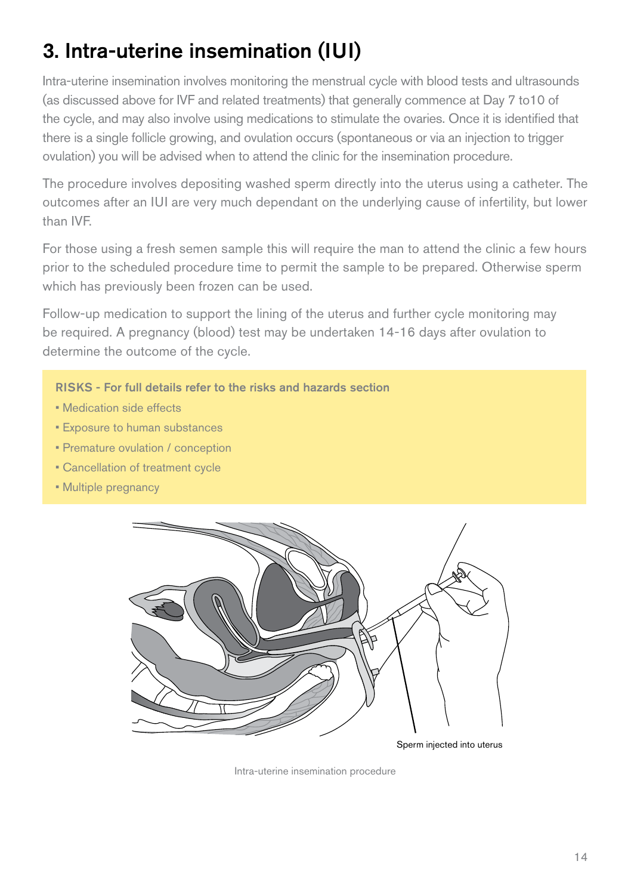# 3. Intra-uterine insemination (IUI)

Intra-uterine insemination involves monitoring the menstrual cycle with blood tests and ultrasounds (as discussed above for IVF and related treatments) that generally commence at Day 7 to10 of the cycle, and may also involve using medications to stimulate the ovaries. Once it is identified that there is a single follicle growing, and ovulation occurs (spontaneous or via an injection to trigger ovulation) you will be advised when to attend the clinic for the insemination procedure.

The procedure involves depositing washed sperm directly into the uterus using a catheter. The outcomes after an IUI are very much dependant on the underlying cause of infertility, but lower than IVF.

For those using a fresh semen sample this will require the man to attend the clinic a few hours prior to the scheduled procedure time to permit the sample to be prepared. Otherwise sperm which has previously been frozen can be used.

Follow-up medication to support the lining of the uterus and further cycle monitoring may be required. A pregnancy (blood) test may be undertaken 14-16 days after ovulation to determine the outcome of the cycle.

**RISKS - For full details refer to the risks and hazards section**

- Medication side effects
- Exposure to human substances
- Premature ovulation / conception
- Cancellation of treatment cycle
- Multiple pregnancy

Sperm injected into uterus

Intra-uterine insemination procedure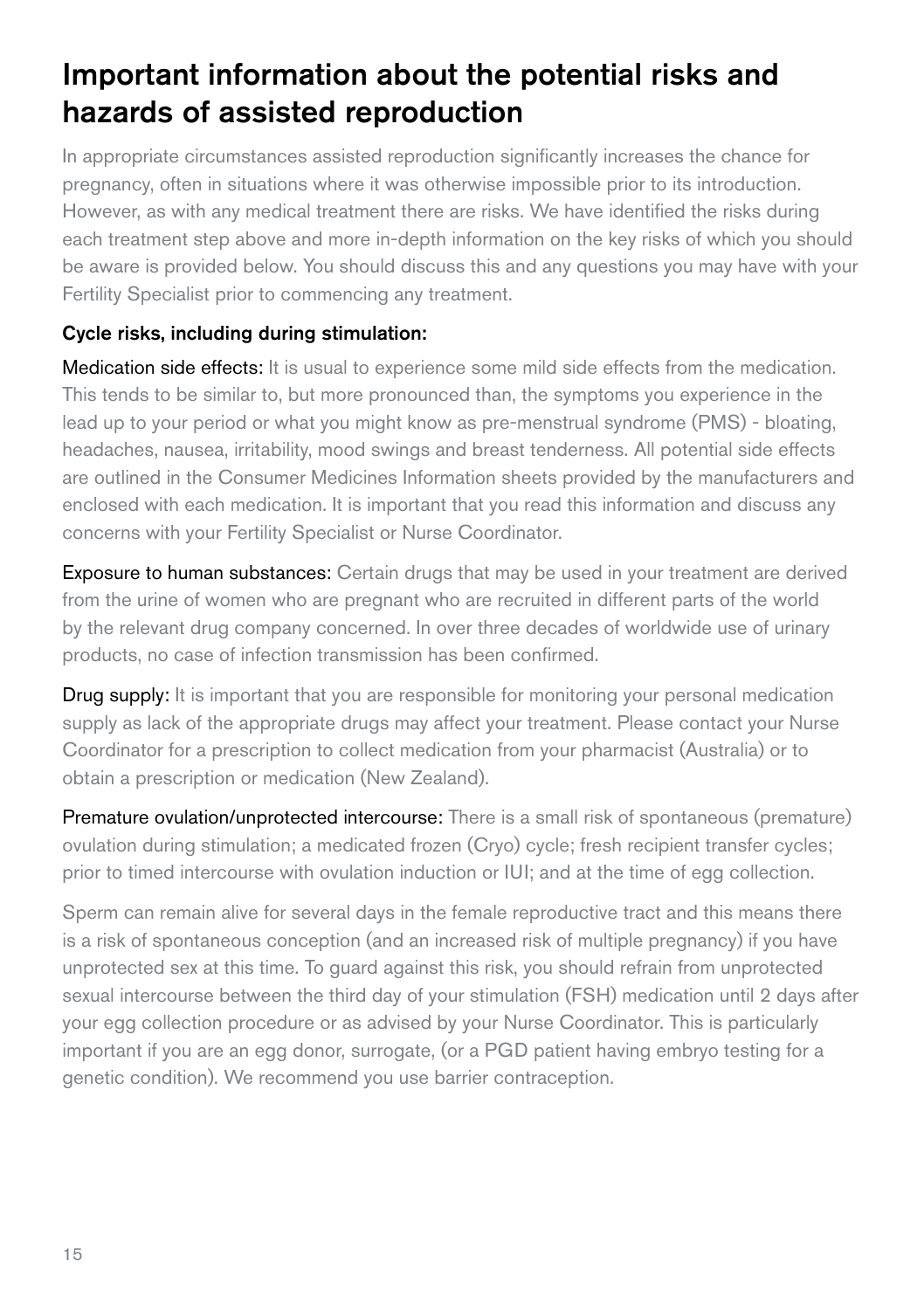# Important information about the potential risks and hazards of assisted reproduction

In appropriate circumstances assisted reproduction significantly increases the chance for pregnancy, often in situations where it was otherwise impossible prior to its introduction. However, as with any medical treatment there are risks. We have identified the risks during each treatment step above and more in-depth information on the key risks of which you should be aware is provided below. You should discuss this and any questions you may have with your Fertility Specialist prior to commencing any treatment.

### Cycle risks, including during stimulation:

**Medication side effects:** It is usual to experience some mild side effects from the medication. This tends to be similar to, but more pronounced than, the symptoms you experience in the lead up to your period or what you might know as pre-menstrual syndrome (PMS) - bloating, headaches, nausea, irritability, mood swings and breast tenderness. All potential side effects are outlined in the Consumer Medicines Information sheets provided by the manufacturers and enclosed with each medication. It is important that you read this information and discuss any concerns with your Fertility Specialist or Nurse Coordinator.

**Exposure to human substances:** Certain drugs that may be used in your treatment are derived from the urine of women who are pregnant who are recruited in different parts of the world by the relevant drug company concerned. In over three decades of worldwide use of urinary products, no case of infection transmission has been confirmed.

**Drug supply:** It is important that you are responsible for monitoring your personal medication supply as lack of the appropriate drugs may affect your treatment. Please contact your Nurse Coordinator for a prescription to collect medication from your pharmacist (Australia) or to obtain a prescription or medication (New Zealand).

**Premature ovulation/unprotected intercourse:** There is a small risk of spontaneous (premature) ovulation during stimulation; a medicated frozen (Cryo) cycle; fresh recipient transfer cycles; prior to timed intercourse with ovulation induction or IUI; and at the time of egg collection.

Sperm can remain alive for several days in the female reproductive tract and this means there is a risk of spontaneous conception (and an increased risk of multiple pregnancy) if you have unprotected sex at this time. To guard against this risk, you should refrain from unprotected sexual intercourse between the third day of your stimulation (FSH) medication until 2 days after your egg collection procedure or as advised by your Nurse Coordinator. This is particularly important if you are an egg donor, surrogate, (or a PGD patient having embryo testing for a genetic condition). We recommend you use barrier contraception.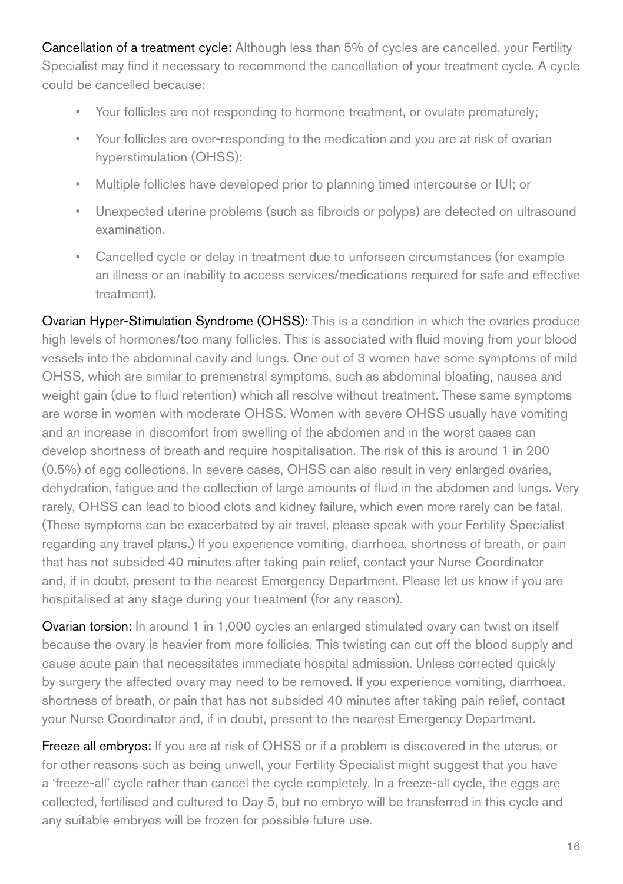**Cancellation of a treatment cycle:** Although less than 5% of cycles are cancelled, your Fertility Specialist may find it necessary to recommend the cancellation of your treatment cycle. A cycle could be cancelled because:

- Your follicles are not responding to hormone treatment, or ovulate prematurely;
- Your follicles are over-responding to the medication and you are at risk of ovarian hyperstimulation (OHSS);
- Multiple follicles have developed prior to planning timed intercourse or IUI; or
- Unexpected uterine problems (such as fibroids or polyps) are detected on ultrasound examination.
- Cancelled cycle or delay in treatment due to unforseen circumstances (for example an illness or an inability to access services/medications required for safe and effective treatment).

**Ovarian Hyper-Stimulation Syndrome (OHSS):** This is a condition in which the ovaries produce high levels of hormones/too many follicles. This is associated with fluid moving from your blood vessels into the abdominal cavity and lungs. One out of 3 women have some symptoms of mild OHSS, which are similar to premenstral symptoms, such as abdominal bloating, nausea and weight gain (due to fluid retention) which all resolve without treatment. These same symptoms are worse in women with moderate OHSS. Women with severe OHSS usually have vomiting and an increase in discomfort from swelling of the abdomen and in the worst cases can develop shortness of breath and require hospitalisation. The risk of this is around 1 in 200 (0.5%) of egg collections. In severe cases, OHSS can also result in very enlarged ovaries, dehydration, fatigue and the collection of large amounts of fluid in the abdomen and lungs. Very rarely, OHSS can lead to blood clots and kidney failure, which even more rarely can be fatal. (These symptoms can be exacerbated by air travel, please speak with your Fertility Specialist regarding any travel plans.) If you experience vomiting, diarrhoea, shortness of breath, or pain that has not subsided 40 minutes after taking pain relief, contact your Nurse Coordinator and, if in doubt, present to the nearest Emergency Department. Please let us know if you are hospitalised at any stage during your treatment (for any reason).

**Ovarian torsion:** In around 1 in 1,000 cycles an enlarged stimulated ovary can twist on itself because the ovary is heavier from more follicles. This twisting can cut off the blood supply and cause acute pain that necessitates immediate hospital admission. Unless corrected quickly by surgery the affected ovary may need to be removed. If you experience vomiting, diarrhoea, shortness of breath, or pain that has not subsided 40 minutes after taking pain relief, contact your Nurse Coordinator and, if in doubt, present to the nearest Emergency Department.

**Freeze all embryos:** If you are at risk of OHSS or if a problem is discovered in the uterus, or for other reasons such as being unwell, your Fertility Specialist might suggest that you have a 'freeze-all' cycle rather than cancel the cycle completely. In a freeze-all cycle, the eggs are collected, fertilised and cultured to Day 5, but no embryo will be transferred in this cycle and any suitable embryos will be frozen for possible future use.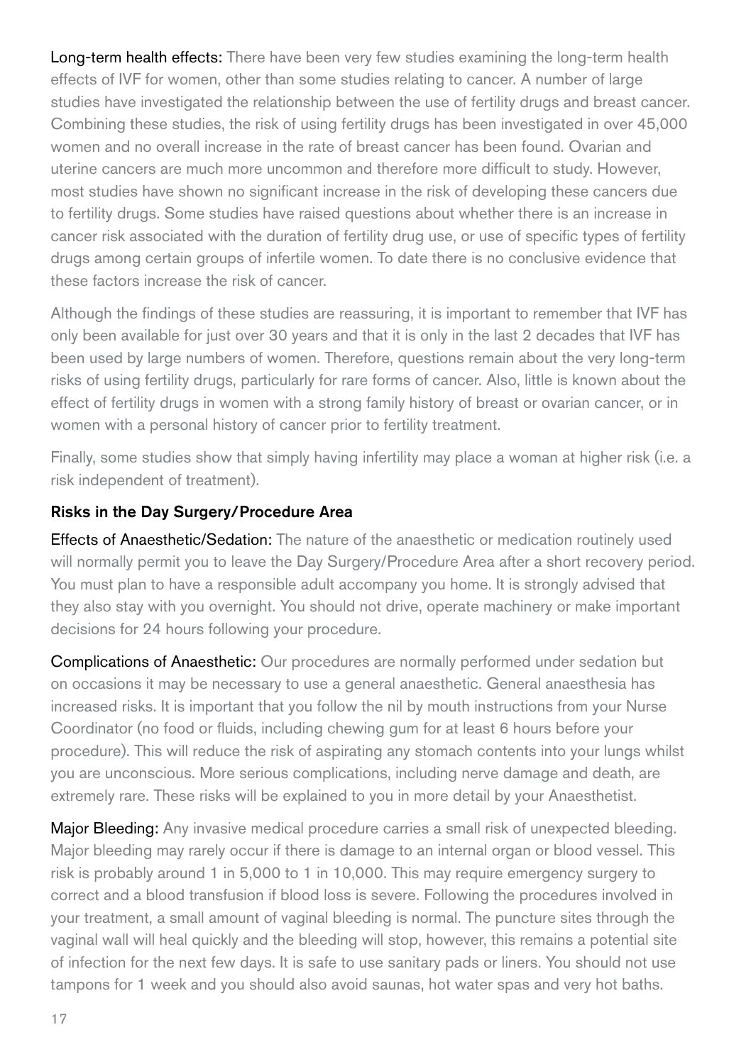**Long-term health effects:** There have been very few studies examining the long-term health effects of IVF for women, other than some studies relating to cancer. A number of large studies have investigated the relationship between the use of fertility drugs and breast cancer. Combining these studies, the risk of using fertility drugs has been investigated in over 45,000 women and no overall increase in the rate of breast cancer has been found. Ovarian and uterine cancers are much more uncommon and therefore more difficult to study. However, most studies have shown no significant increase in the risk of developing these cancers due to fertility drugs. Some studies have raised questions about whether there is an increase in cancer risk associated with the duration of fertility drug use, or use of specific types of fertility drugs among certain groups of infertile women. To date there is no conclusive evidence that these factors increase the risk of cancer.

Although the findings of these studies are reassuring, it is important to remember that IVF has only been available for just over 30 years and that it is only in the last 2 decades that IVF has been used by large numbers of women. Therefore, questions remain about the very long-term risks of using fertility drugs, particularly for rare forms of cancer. Also, little is known about the effect of fertility drugs in women with a strong family history of breast or ovarian cancer, or in women with a personal history of cancer prior to fertility treatment.

Finally, some studies show that simply having infertility may place a woman at higher risk (i.e. a risk independent of treatment).

### Risks in the Day Surgery/Procedure Area

**Effects of Anaesthetic/Sedation:** The nature of the anaesthetic or medication routinely used will normally permit you to leave the Day Surgery/Procedure Area after a short recovery period. You must plan to have a responsible adult accompany you home. It is strongly advised that they also stay with you overnight. You should not drive, operate machinery or make important decisions for 24 hours following your procedure.

**Complications of Anaesthetic:** Our procedures are normally performed under sedation but on occasions it may be necessary to use a general anaesthetic. General anaesthesia has increased risks. It is important that you follow the nil by mouth instructions from your Nurse Coordinator (no food or fluids, including chewing gum for at least 6 hours before your procedure). This will reduce the risk of aspirating any stomach contents into your lungs whilst you are unconscious. More serious complications, including nerve damage and death, are extremely rare. These risks will be explained to you in more detail by your Anaesthetist.

**Major Bleeding:** Any invasive medical procedure carries a small risk of unexpected bleeding. Major bleeding may rarely occur if there is damage to an internal organ or blood vessel. This risk is probably around 1 in 5,000 to 1 in 10,000. This may require emergency surgery to correct and a blood transfusion if blood loss is severe. Following the procedures involved in your treatment, a small amount of vaginal bleeding is normal. The puncture sites through the vaginal wall will heal quickly and the bleeding will stop, however, this remains a potential site of infection for the next few days. It is safe to use sanitary pads or liners. You should not use tampons for 1 week and you should also avoid saunas, hot water spas and very hot baths.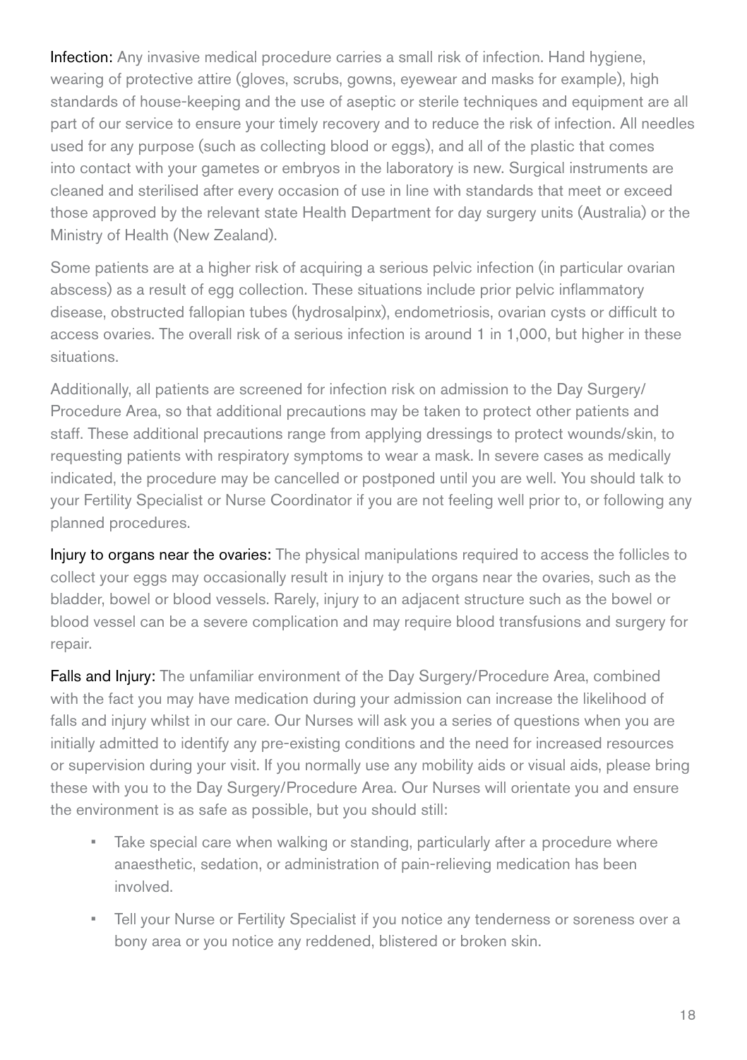**Infection:** Any invasive medical procedure carries a small risk of infection. Hand hygiene, wearing of protective attire (gloves, scrubs, gowns, eyewear and masks for example), high standards of house-keeping and the use of aseptic or sterile techniques and equipment are all part of our service to ensure your timely recovery and to reduce the risk of infection. All needles used for any purpose (such as collecting blood or eggs), and all of the plastic that comes into contact with your gametes or embryos in the laboratory is new. Surgical instruments are cleaned and sterilised after every occasion of use in line with standards that meet or exceed those approved by the relevant state Health Department for day surgery units (Australia) or the Ministry of Health (New Zealand).

Some patients are at a higher risk of acquiring a serious pelvic infection (in particular ovarian abscess) as a result of egg collection. These situations include prior pelvic inflammatory disease, obstructed fallopian tubes (hydrosalpinx), endometriosis, ovarian cysts or difficult to access ovaries. The overall risk of a serious infection is around 1 in 1,000, but higher in these situations.

Additionally, all patients are screened for infection risk on admission to the Day Surgery/Procedure Area, so that additional precautions may be taken to protect other patients and staff. These additional precautions range from applying dressings to protect wounds/skin, to requesting patients with respiratory symptoms to wear a mask. In severe cases as medically indicated, the procedure may be cancelled or postponed until you are well. You should talk to your Fertility Specialist or Nurse Coordinator if you are not feeling well prior to, or following any planned procedures.

**Injury to organs near the ovaries:** The physical manipulations required to access the follicles to collect your eggs may occasionally result in injury to the organs near the ovaries, such as the bladder, bowel or blood vessels. Rarely, injury to an adjacent structure such as the bowel or blood vessel can be a severe complication and may require blood transfusions and surgery for repair.

**Falls and Injury:** The unfamiliar environment of the Day Surgery/Procedure Area, combined with the fact you may have medication during your admission can increase the likelihood of falls and injury whilst in our care. Our Nurses will ask you a series of questions when you are initially admitted to identify any pre-existing conditions and the need for increased resources or supervision during your visit. If you normally use any mobility aids or visual aids, please bring these with you to the Day Surgery/Procedure Area. Our Nurses will orientate you and ensure the environment is as safe as possible, but you should still:

- Take special care when walking or standing, particularly after a procedure where anaesthetic, sedation, or administration of pain-relieving medication has been involved.
- Tell your Nurse or Fertility Specialist if you notice any tenderness or soreness over a bony area or you notice any reddened, blistered or broken skin.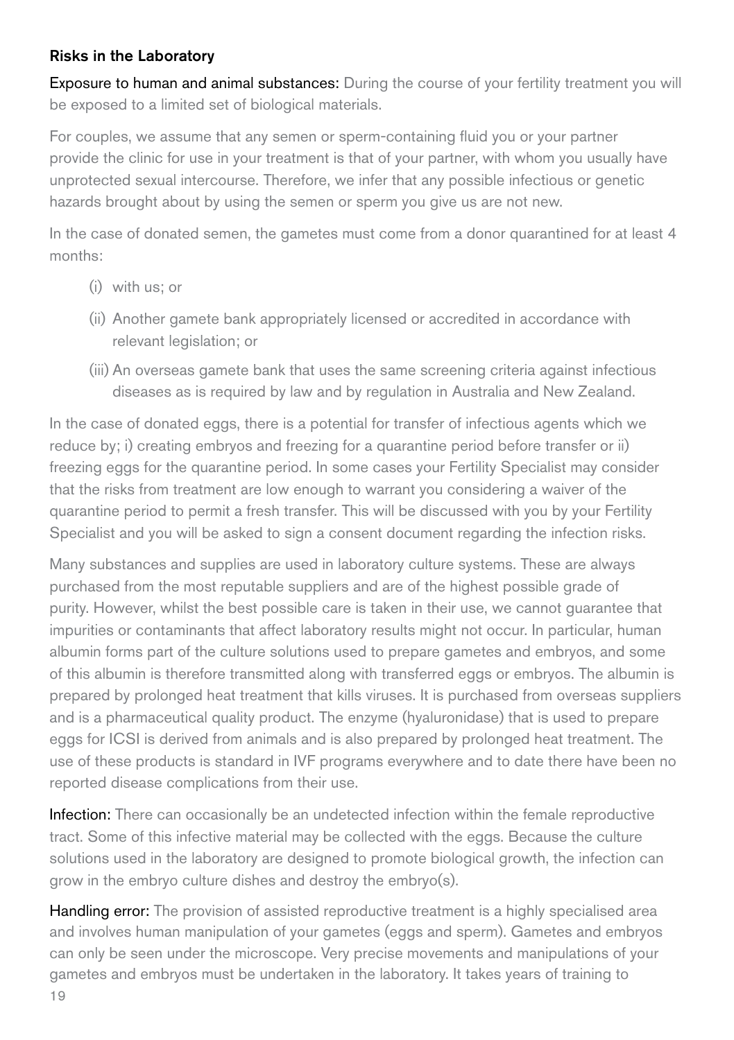### Risks in the Laboratory

**Exposure to human and animal substances:** During the course of your fertility treatment you will be exposed to a limited set of biological materials.

For couples, we assume that any semen or sperm-containing fluid you or your partner provide the clinic for use in your treatment is that of your partner, with whom you usually have unprotected sexual intercourse. Therefore, we infer that any possible infectious or genetic hazards brought about by using the semen or sperm you give us are not new.

In the case of donated semen, the gametes must come from a donor quarantined for at least 4 months:

(i) with us; or

(ii) Another gamete bank appropriately licensed or accredited in accordance with relevant legislation; or

(iii) An overseas gamete bank that uses the same screening criteria against infectious diseases as is required by law and by regulation in Australia and New Zealand.

In the case of donated eggs, there is a potential for transfer of infectious agents which we reduce by; i) creating embryos and freezing for a quarantine period before transfer or ii) freezing eggs for the quarantine period. In some cases your Fertility Specialist may consider that the risks from treatment are low enough to warrant you considering a waiver of the quarantine period to permit a fresh transfer. This will be discussed with you by your Fertility Specialist and you will be asked to sign a consent document regarding the infection risks.

Many substances and supplies are used in laboratory culture systems. These are always purchased from the most reputable suppliers and are of the highest possible grade of purity. However, whilst the best possible care is taken in their use, we cannot guarantee that impurities or contaminants that affect laboratory results might not occur. In particular, human albumin forms part of the culture solutions used to prepare gametes and embryos, and some of this albumin is therefore transmitted along with transferred eggs or embryos. The albumin is prepared by prolonged heat treatment that kills viruses. It is purchased from overseas suppliers and is a pharmaceutical quality product. The enzyme (hyaluronidase) that is used to prepare eggs for ICSI is derived from animals and is also prepared by prolonged heat treatment. The use of these products is standard in IVF programs everywhere and to date there have been no reported disease complications from their use.

**Infection:** There can occasionally be an undetected infection within the female reproductive tract. Some of this infective material may be collected with the eggs. Because the culture solutions used in the laboratory are designed to promote biological growth, the infection can grow in the embryo culture dishes and destroy the embryo(s).

**Handling error:** The provision of assisted reproductive treatment is a highly specialised area and involves human manipulation of your gametes (eggs and sperm). Gametes and embryos can only be seen under the microscope. Very precise movements and manipulations of your gametes and embryos must be undertaken in the laboratory. It takes years of training to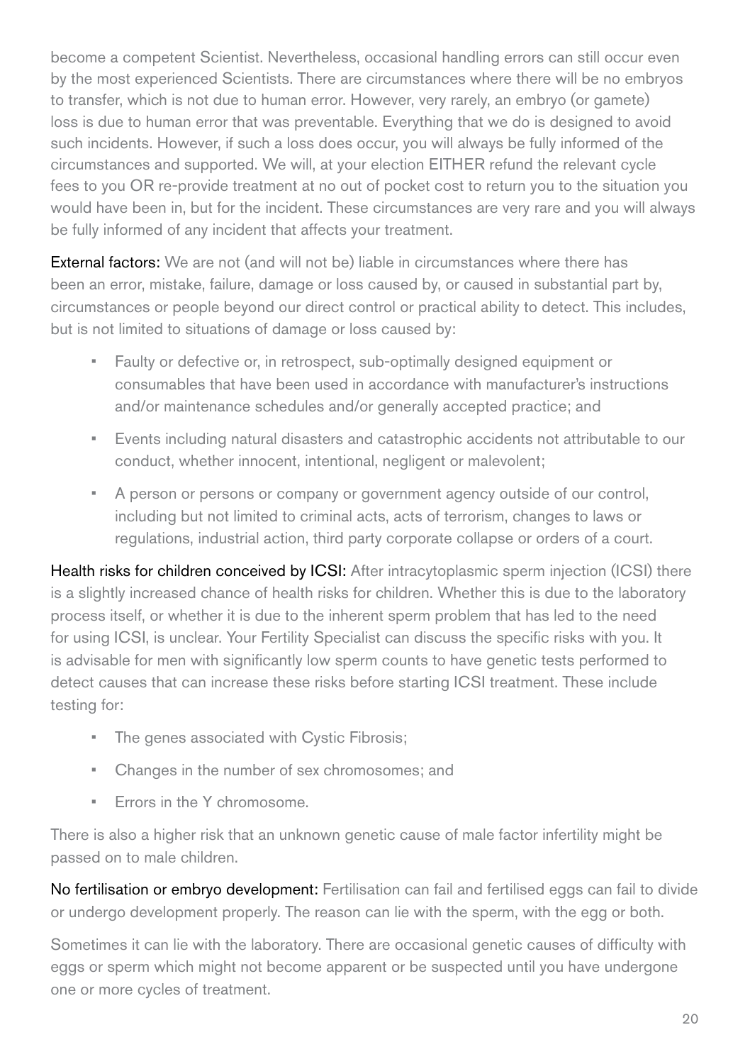become a competent Scientist. Nevertheless, occasional handling errors can still occur even by the most experienced Scientists. There are circumstances where there will be no embryos to transfer, which is not due to human error. However, very rarely, an embryo (or gamete) loss is due to human error that was preventable. Everything that we do is designed to avoid such incidents. However, if such a loss does occur, you will always be fully informed of the circumstances and supported. We will, at your election EITHER refund the relevant cycle fees to you OR re-provide treatment at no out of pocket cost to return you to the situation you would have been in, but for the incident. These circumstances are very rare and you will always be fully informed of any incident that affects your treatment.

External factors: We are not (and will not be) liable in circumstances where there has been an error, mistake, failure, damage or loss caused by, or caused in substantial part by, circumstances or people beyond our direct control or practical ability to detect. This includes, but is not limited to situations of damage or loss caused by:

- Faulty or defective or, in retrospect, sub-optimally designed equipment or consumables that have been used in accordance with manufacturer's instructions and/or maintenance schedules and/or generally accepted practice; and
- Events including natural disasters and catastrophic accidents not attributable to our conduct, whether innocent, intentional, negligent or malevolent;
- A person or persons or company or government agency outside of our control, including but not limited to criminal acts, acts of terrorism, changes to laws or regulations, industrial action, third party corporate collapse or orders of a court.

Health risks for children conceived by ICSI: After intracytoplasmic sperm injection (ICSI) there is a slightly increased chance of health risks for children. Whether this is due to the laboratory process itself, or whether it is due to the inherent sperm problem that has led to the need for using ICSI, is unclear. Your Fertility Specialist can discuss the specific risks with you. It is advisable for men with significantly low sperm counts to have genetic tests performed to detect causes that can increase these risks before starting ICSI treatment. These include testing for:

- The genes associated with Cystic Fibrosis;
- Changes in the number of sex chromosomes; and
- Errors in the Y chromosome.

There is also a higher risk that an unknown genetic cause of male factor infertility might be passed on to male children.

No fertilisation or embryo development: Fertilisation can fail and fertilised eggs can fail to divide or undergo development properly. The reason can lie with the sperm, with the egg or both.

Sometimes it can lie with the laboratory. There are occasional genetic causes of difficulty with eggs or sperm which might not become apparent or be suspected until you have undergone one or more cycles of treatment.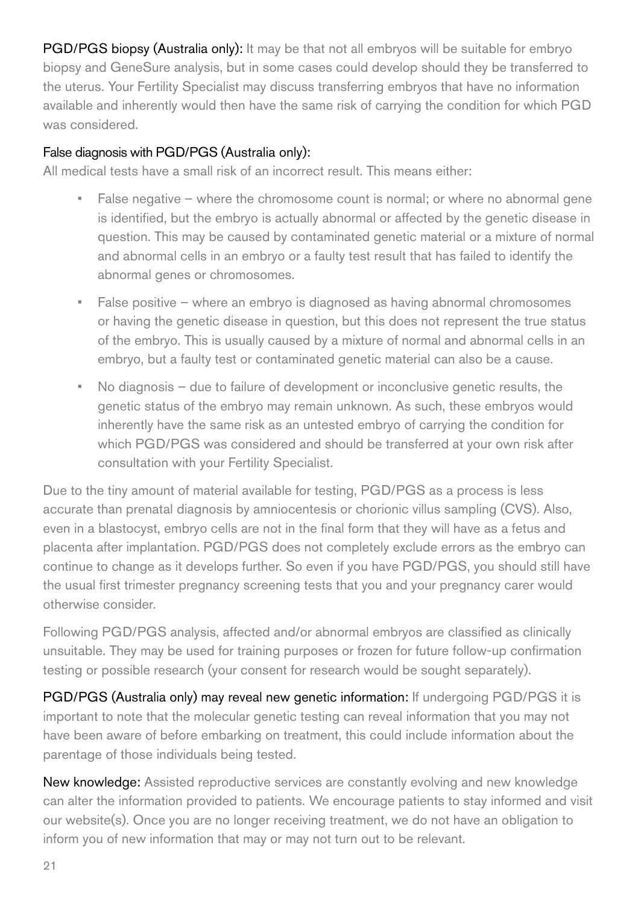**PGD/PGS biopsy (Australia only):** It may be that not all embryos will be suitable for embryo biopsy and GeneSure analysis, but in some cases could develop should they be transferred to the uterus. Your Fertility Specialist may discuss transferring embryos that have no information available and inherently would then have the same risk of carrying the condition for which PGD was considered.

### False diagnosis with PGD/PGS (Australia only):

All medical tests have a small risk of an incorrect result. This means either:

- False negative – where the chromosome count is normal; or where no abnormal gene is identified, but the embryo is actually abnormal or affected by the genetic disease in question. This may be caused by contaminated genetic material or a mixture of normal and abnormal cells in an embryo or a faulty test result that has failed to identify the abnormal genes or chromosomes.
- False positive – where an embryo is diagnosed as having abnormal chromosomes or having the genetic disease in question, but this does not represent the true status of the embryo. This is usually caused by a mixture of normal and abnormal cells in an embryo, but a faulty test or contaminated genetic material can also be a cause.
- No diagnosis – due to failure of development or inconclusive genetic results, the genetic status of the embryo may remain unknown. As such, these embryos would inherently have the same risk as an untested embryo of carrying the condition for which PGD/PGS was considered and should be transferred at your own risk after consultation with your Fertility Specialist.

Due to the tiny amount of material available for testing, PGD/PGS as a process is less accurate than prenatal diagnosis by amniocentesis or chorionic villus sampling (CVS). Also, even in a blastocyst, embryo cells are not in the final form that they will have as a fetus and placenta after implantation. PGD/PGS does not completely exclude errors as the embryo can continue to change as it develops further. So even if you have PGD/PGS, you should still have the usual first trimester pregnancy screening tests that you and your pregnancy carer would otherwise consider.

Following PGD/PGS analysis, affected and/or abnormal embryos are classified as clinically unsuitable. They may be used for training purposes or frozen for future follow-up confirmation testing or possible research (your consent for research would be sought separately).

**PGD/PGS (Australia only) may reveal new genetic information:** If undergoing PGD/PGS it is important to note that the molecular genetic testing can reveal information that you may not have been aware of before embarking on treatment, this could include information about the parentage of those individuals being tested.

**New knowledge:** Assisted reproductive services are constantly evolving and new knowledge can alter the information provided to patients. We encourage patients to stay informed and visit our website(s). Once you are no longer receiving treatment, we do not have an obligation to inform you of new information that may or may not turn out to be relevant.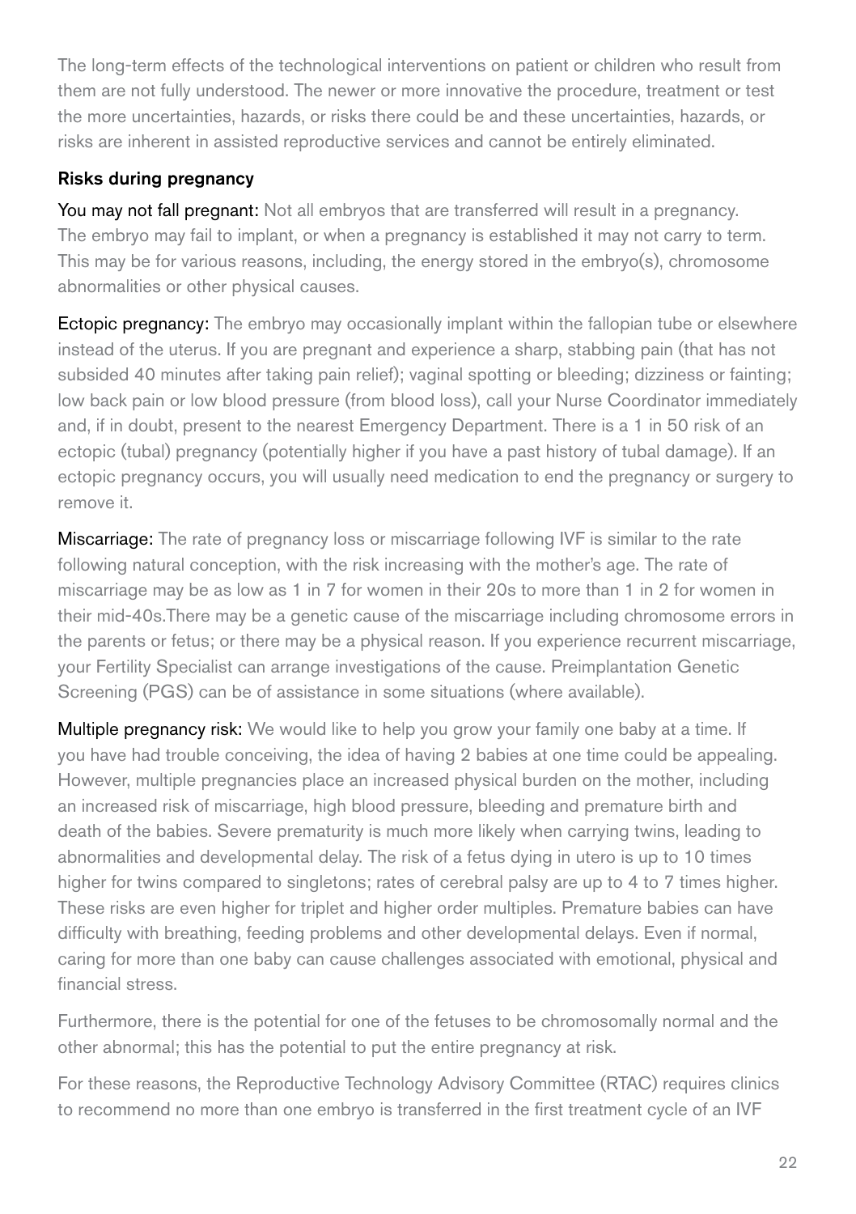The long-term effects of the technological interventions on patient or children who result from them are not fully understood. The newer or more innovative the procedure, treatment or test the more uncertainties, hazards, or risks there could be and these uncertainties, hazards, or risks are inherent in assisted reproductive services and cannot be entirely eliminated.

### Risks during pregnancy

**You may not fall pregnant:** Not all embryos that are transferred will result in a pregnancy. The embryo may fail to implant, or when a pregnancy is established it may not carry to term. This may be for various reasons, including, the energy stored in the embryo(s), chromosome abnormalities or other physical causes.

**Ectopic pregnancy:** The embryo may occasionally implant within the fallopian tube or elsewhere instead of the uterus. If you are pregnant and experience a sharp, stabbing pain (that has not subsided 40 minutes after taking pain relief); vaginal spotting or bleeding; dizziness or fainting; low back pain or low blood pressure (from blood loss), call your Nurse Coordinator immediately and, if in doubt, present to the nearest Emergency Department. There is a 1 in 50 risk of an ectopic (tubal) pregnancy (potentially higher if you have a past history of tubal damage). If an ectopic pregnancy occurs, you will usually need medication to end the pregnancy or surgery to remove it.

**Miscarriage:** The rate of pregnancy loss or miscarriage following IVF is similar to the rate following natural conception, with the risk increasing with the mother's age. The rate of miscarriage may be as low as 1 in 7 for women in their 20s to more than 1 in 2 for women in their mid-40s.There may be a genetic cause of the miscarriage including chromosome errors in the parents or fetus; or there may be a physical reason. If you experience recurrent miscarriage, your Fertility Specialist can arrange investigations of the cause. Preimplantation Genetic Screening (PGS) can be of assistance in some situations (where available).

**Multiple pregnancy risk:** We would like to help you grow your family one baby at a time. If you have had trouble conceiving, the idea of having 2 babies at one time could be appealing. However, multiple pregnancies place an increased physical burden on the mother, including an increased risk of miscarriage, high blood pressure, bleeding and premature birth and death of the babies. Severe prematurity is much more likely when carrying twins, leading to abnormalities and developmental delay. The risk of a fetus dying in utero is up to 10 times higher for twins compared to singletons; rates of cerebral palsy are up to 4 to 7 times higher. These risks are even higher for triplet and higher order multiples. Premature babies can have difficulty with breathing, feeding problems and other developmental delays. Even if normal, caring for more than one baby can cause challenges associated with emotional, physical and financial stress.

Furthermore, there is the potential for one of the fetuses to be chromosomally normal and the other abnormal; this has the potential to put the entire pregnancy at risk.

For these reasons, the Reproductive Technology Advisory Committee (RTAC) requires clinics to recommend no more than one embryo is transferred in the first treatment cycle of an IVF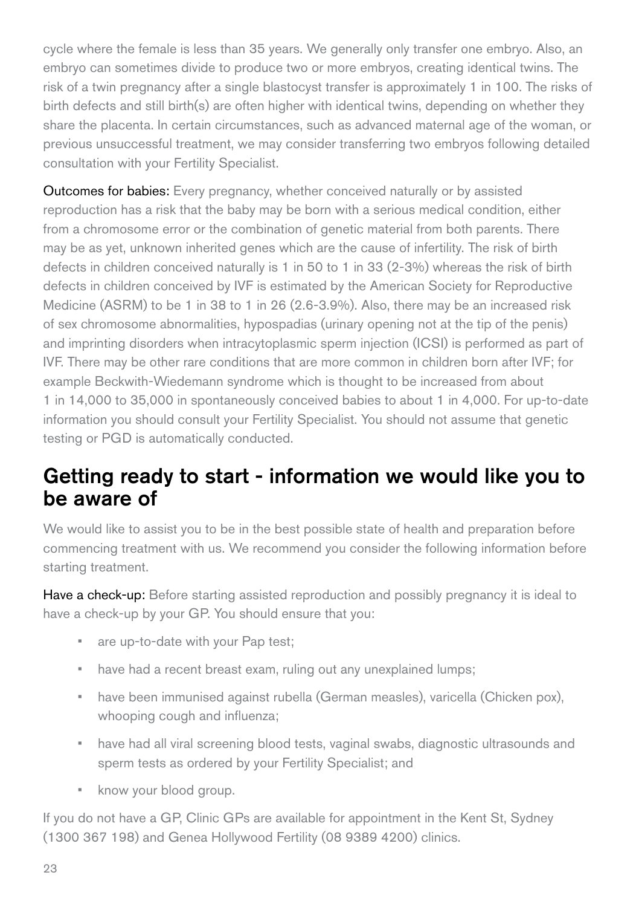cycle where the female is less than 35 years. We generally only transfer one embryo. Also, an embryo can sometimes divide to produce two or more embryos, creating identical twins. The risk of a twin pregnancy after a single blastocyst transfer is approximately 1 in 100. The risks of birth defects and still birth(s) are often higher with identical twins, depending on whether they share the placenta. In certain circumstances, such as advanced maternal age of the woman, or previous unsuccessful treatment, we may consider transferring two embryos following detailed consultation with your Fertility Specialist.

**Outcomes for babies:** Every pregnancy, whether conceived naturally or by assisted reproduction has a risk that the baby may be born with a serious medical condition, either from a chromosome error or the combination of genetic material from both parents. There may be as yet, unknown inherited genes which are the cause of infertility. The risk of birth defects in children conceived naturally is 1 in 50 to 1 in 33 (2-3%) whereas the risk of birth defects in children conceived by IVF is estimated by the American Society for Reproductive Medicine (ASRM) to be 1 in 38 to 1 in 26 (2.6-3.9%). Also, there may be an increased risk of sex chromosome abnormalities, hypospadias (urinary opening not at the tip of the penis) and imprinting disorders when intracytoplasmic sperm injection (ICSI) is performed as part of IVF. There may be other rare conditions that are more common in children born after IVF; for example Beckwith-Wiedemann syndrome which is thought to be increased from about 1 in 14,000 to 35,000 in spontaneously conceived babies to about 1 in 4,000. For up-to-date information you should consult your Fertility Specialist. You should not assume that genetic testing or PGD is automatically conducted.

## Getting ready to start - information we would like you to be aware of

We would like to assist you to be in the best possible state of health and preparation before commencing treatment with us. We recommend you consider the following information before starting treatment.

**Have a check-up:** Before starting assisted reproduction and possibly pregnancy it is ideal to have a check-up by your GP. You should ensure that you:

- are up-to-date with your Pap test;
- have had a recent breast exam, ruling out any unexplained lumps;
- have been immunised against rubella (German measles), varicella (Chicken pox), whooping cough and influenza;
- have had all viral screening blood tests, vaginal swabs, diagnostic ultrasounds and sperm tests as ordered by your Fertility Specialist; and
- know your blood group.

If you do not have a GP, Clinic GPs are available for appointment in the Kent St, Sydney (1300 367 198) and Genea Hollywood Fertility (08 9389 4200) clinics.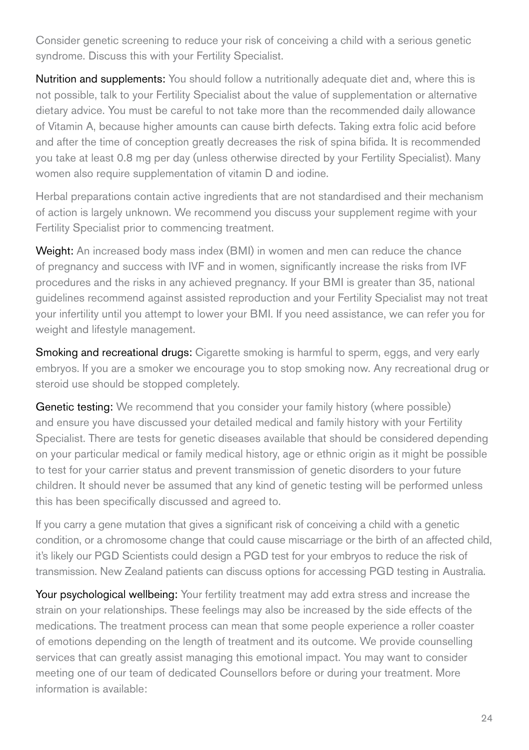Consider genetic screening to reduce your risk of conceiving a child with a serious genetic syndrome. Discuss this with your Fertility Specialist.

**Nutrition and supplements:** You should follow a nutritionally adequate diet and, where this is not possible, talk to your Fertility Specialist about the value of supplementation or alternative dietary advice. You must be careful to not take more than the recommended daily allowance of Vitamin A, because higher amounts can cause birth defects. Taking extra folic acid before and after the time of conception greatly decreases the risk of spina bifida. It is recommended you take at least 0.8 mg per day (unless otherwise directed by your Fertility Specialist). Many women also require supplementation of vitamin D and iodine.

Herbal preparations contain active ingredients that are not standardised and their mechanism of action is largely unknown. We recommend you discuss your supplement regime with your Fertility Specialist prior to commencing treatment.

**Weight:** An increased body mass index (BMI) in women and men can reduce the chance of pregnancy and success with IVF and in women, significantly increase the risks from IVF procedures and the risks in any achieved pregnancy. If your BMI is greater than 35, national guidelines recommend against assisted reproduction and your Fertility Specialist may not treat your infertility until you attempt to lower your BMI. If you need assistance, we can refer you for weight and lifestyle management.

**Smoking and recreational drugs:** Cigarette smoking is harmful to sperm, eggs, and very early embryos. If you are a smoker we encourage you to stop smoking now. Any recreational drug or steroid use should be stopped completely.

**Genetic testing:** We recommend that you consider your family history (where possible) and ensure you have discussed your detailed medical and family history with your Fertility Specialist. There are tests for genetic diseases available that should be considered depending on your particular medical or family medical history, age or ethnic origin as it might be possible to test for your carrier status and prevent transmission of genetic disorders to your future children. It should never be assumed that any kind of genetic testing will be performed unless this has been specifically discussed and agreed to.

If you carry a gene mutation that gives a significant risk of conceiving a child with a genetic condition, or a chromosome change that could cause miscarriage or the birth of an affected child, it's likely our PGD Scientists could design a PGD test for your embryos to reduce the risk of transmission. New Zealand patients can discuss options for accessing PGD testing in Australia.

**Your psychological wellbeing:** Your fertility treatment may add extra stress and increase the strain on your relationships. These feelings may also be increased by the side effects of the medications. The treatment process can mean that some people experience a roller coaster of emotions depending on the length of treatment and its outcome. We provide counselling services that can greatly assist managing this emotional impact. You may want to consider meeting one of our team of dedicated Counsellors before or during your treatment. More information is available: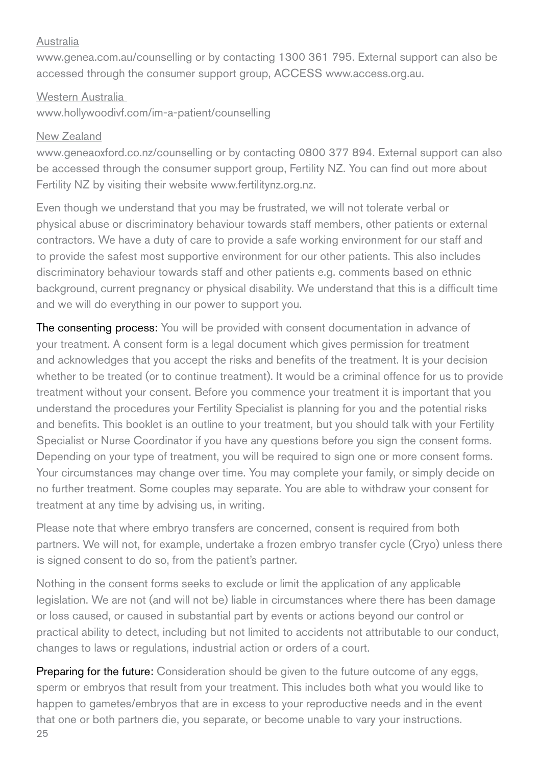Australia
www.genea.com.au/counselling or by contacting 1300 361 795. External support can also be accessed through the consumer support group, ACCESS www.access.org.au.

Western Australia
www.hollywoodivf.com/im-a-patient/counselling

New Zealand
www.geneaoxford.co.nz/counselling or by contacting 0800 377 894. External support can also be accessed through the consumer support group, Fertility NZ. You can find out more about Fertility NZ by visiting their website www.fertilitynz.org.nz.

Even though we understand that you may be frustrated, we will not tolerate verbal or physical abuse or discriminatory behaviour towards staff members, other patients or external contractors. We have a duty of care to provide a safe working environment for our staff and to provide the safest most supportive environment for our other patients. This also includes discriminatory behaviour towards staff and other patients e.g. comments based on ethnic background, current pregnancy or physical disability. We understand that this is a difficult time and we will do everything in our power to support you.

**The consenting process:** You will be provided with consent documentation in advance of your treatment. A consent form is a legal document which gives permission for treatment and acknowledges that you accept the risks and benefits of the treatment. It is your decision whether to be treated (or to continue treatment). It would be a criminal offence for us to provide treatment without your consent. Before you commence your treatment it is important that you understand the procedures your Fertility Specialist is planning for you and the potential risks and benefits. This booklet is an outline to your treatment, but you should talk with your Fertility Specialist or Nurse Coordinator if you have any questions before you sign the consent forms. Depending on your type of treatment, you will be required to sign one or more consent forms. Your circumstances may change over time. You may complete your family, or simply decide on no further treatment. Some couples may separate. You are able to withdraw your consent for treatment at any time by advising us, in writing.

Please note that where embryo transfers are concerned, consent is required from both partners. We will not, for example, undertake a frozen embryo transfer cycle (Cryo) unless there is signed consent to do so, from the patient's partner.

Nothing in the consent forms seeks to exclude or limit the application of any applicable legislation. We are not (and will not be) liable in circumstances where there has been damage or loss caused, or caused in substantial part by events or actions beyond our control or practical ability to detect, including but not limited to accidents not attributable to our conduct, changes to laws or regulations, industrial action or orders of a court.

**Preparing for the future:** Consideration should be given to the future outcome of any eggs, sperm or embryos that result from your treatment. This includes both what you would like to happen to gametes/embryos that are in excess to your reproductive needs and in the event that one or both partners die, you separate, or become unable to vary your instructions.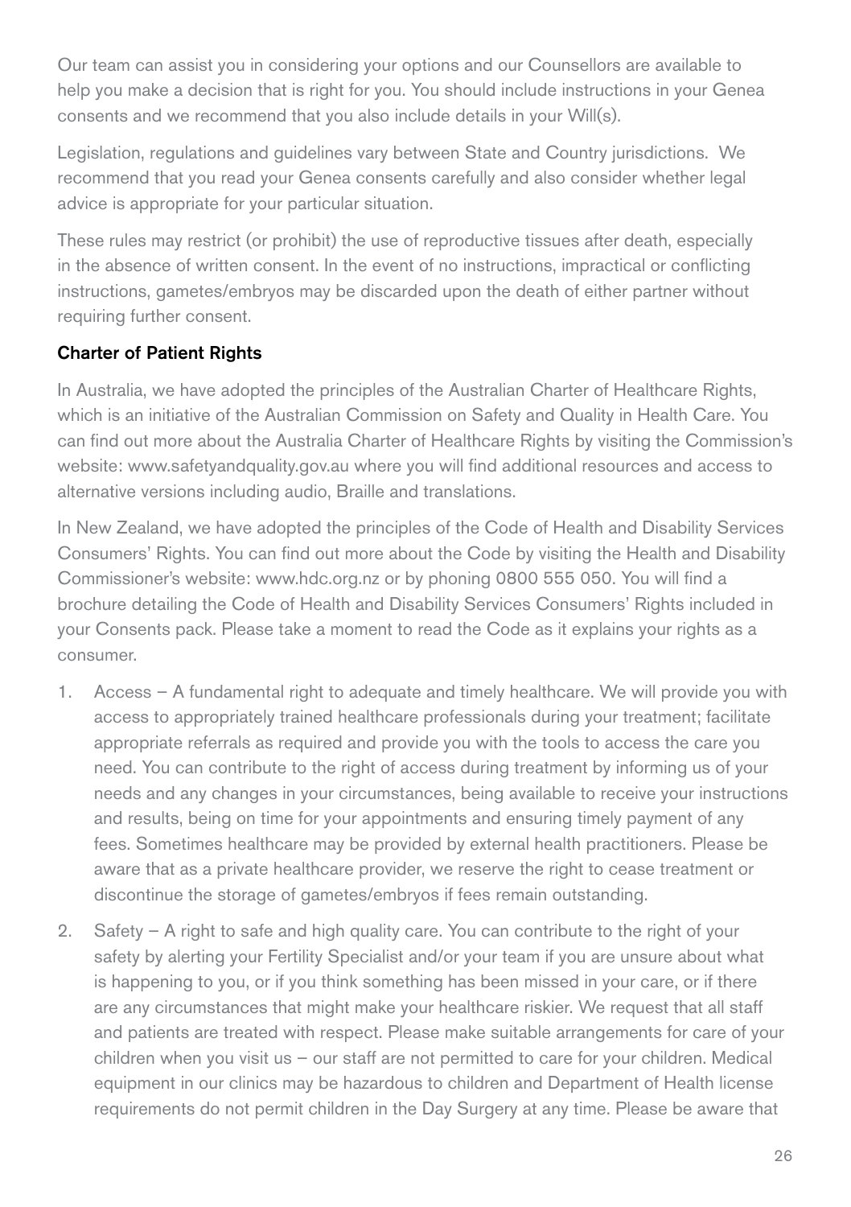Our team can assist you in considering your options and our Counsellors are available to help you make a decision that is right for you. You should include instructions in your Genea consents and we recommend that you also include details in your Will(s).

Legislation, regulations and guidelines vary between State and Country jurisdictions. We recommend that you read your Genea consents carefully and also consider whether legal advice is appropriate for your particular situation.

These rules may restrict (or prohibit) the use of reproductive tissues after death, especially in the absence of written consent. In the event of no instructions, impractical or conflicting instructions, gametes/embryos may be discarded upon the death of either partner without requiring further consent.

### Charter of Patient Rights

In Australia, we have adopted the principles of the Australian Charter of Healthcare Rights, which is an initiative of the Australian Commission on Safety and Quality in Health Care. You can find out more about the Australia Charter of Healthcare Rights by visiting the Commission's website: www.safetyandquality.gov.au where you will find additional resources and access to alternative versions including audio, Braille and translations.

In New Zealand, we have adopted the principles of the Code of Health and Disability Services Consumers' Rights. You can find out more about the Code by visiting the Health and Disability Commissioner's website: www.hdc.org.nz or by phoning 0800 555 050. You will find a brochure detailing the Code of Health and Disability Services Consumers' Rights included in your Consents pack. Please take a moment to read the Code as it explains your rights as a consumer.

1. Access – A fundamental right to adequate and timely healthcare. We will provide you with access to appropriately trained healthcare professionals during your treatment; facilitate appropriate referrals as required and provide you with the tools to access the care you need. You can contribute to the right of access during treatment by informing us of your needs and any changes in your circumstances, being available to receive your instructions and results, being on time for your appointments and ensuring timely payment of any fees. Sometimes healthcare may be provided by external health practitioners. Please be aware that as a private healthcare provider, we reserve the right to cease treatment or discontinue the storage of gametes/embryos if fees remain outstanding.
2. Safety – A right to safe and high quality care. You can contribute to the right of your safety by alerting your Fertility Specialist and/or your team if you are unsure about what is happening to you, or if you think something has been missed in your care, or if there are any circumstances that might make your healthcare riskier. We request that all staff and patients are treated with respect. Please make suitable arrangements for care of your children when you visit us – our staff are not permitted to care for your children. Medical equipment in our clinics may be hazardous to children and Department of Health license requirements do not permit children in the Day Surgery at any time. Please be aware that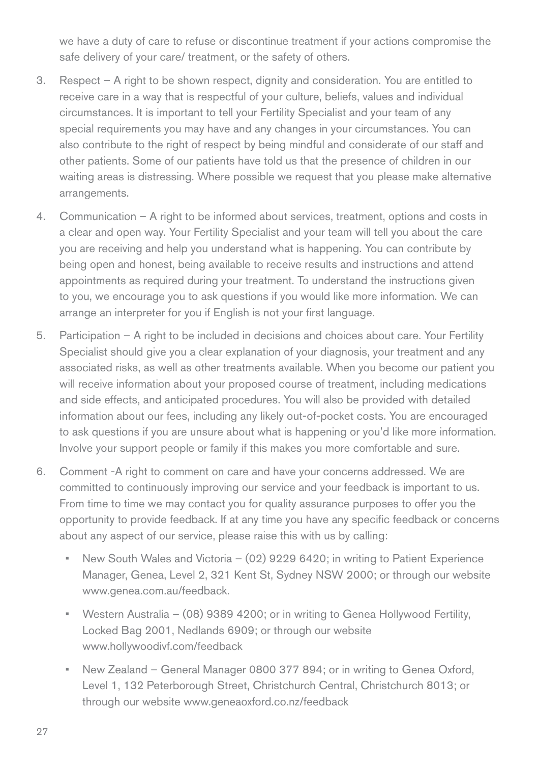we have a duty of care to refuse or discontinue treatment if your actions compromise the safe delivery of your care/ treatment, or the safety of others.

3. Respect – A right to be shown respect, dignity and consideration. You are entitled to receive care in a way that is respectful of your culture, beliefs, values and individual circumstances. It is important to tell your Fertility Specialist and your team of any special requirements you may have and any changes in your circumstances. You can also contribute to the right of respect by being mindful and considerate of our staff and other patients. Some of our patients have told us that the presence of children in our waiting areas is distressing. Where possible we request that you please make alternative arrangements.

4. Communication – A right to be informed about services, treatment, options and costs in a clear and open way. Your Fertility Specialist and your team will tell you about the care you are receiving and help you understand what is happening. You can contribute by being open and honest, being available to receive results and instructions and attend appointments as required during your treatment. To understand the instructions given to you, we encourage you to ask questions if you would like more information. We can arrange an interpreter for you if English is not your first language.

5. Participation – A right to be included in decisions and choices about care. Your Fertility Specialist should give you a clear explanation of your diagnosis, your treatment and any associated risks, as well as other treatments available. When you become our patient you will receive information about your proposed course of treatment, including medications and side effects, and anticipated procedures. You will also be provided with detailed information about our fees, including any likely out-of-pocket costs. You are encouraged to ask questions if you are unsure about what is happening or you'd like more information. Involve your support people or family if this makes you more comfortable and sure.

6. Comment -A right to comment on care and have your concerns addressed. We are committed to continuously improving our service and your feedback is important to us. From time to time we may contact you for quality assurance purposes to offer you the opportunity to provide feedback. If at any time you have any specific feedback or concerns about any aspect of our service, please raise this with us by calling:

   - New South Wales and Victoria – (02) 9229 6420; in writing to Patient Experience Manager, Genea, Level 2, 321 Kent St, Sydney NSW 2000; or through our website www.genea.com.au/feedback.
   - Western Australia – (08) 9389 4200; or in writing to Genea Hollywood Fertility, Locked Bag 2001, Nedlands 6909; or through our website www.hollywoodivf.com/feedback
   - New Zealand – General Manager 0800 377 894; or in writing to Genea Oxford, Level 1, 132 Peterborough Street, Christchurch Central, Christchurch 8013; or through our website www.geneaoxford.co.nz/feedback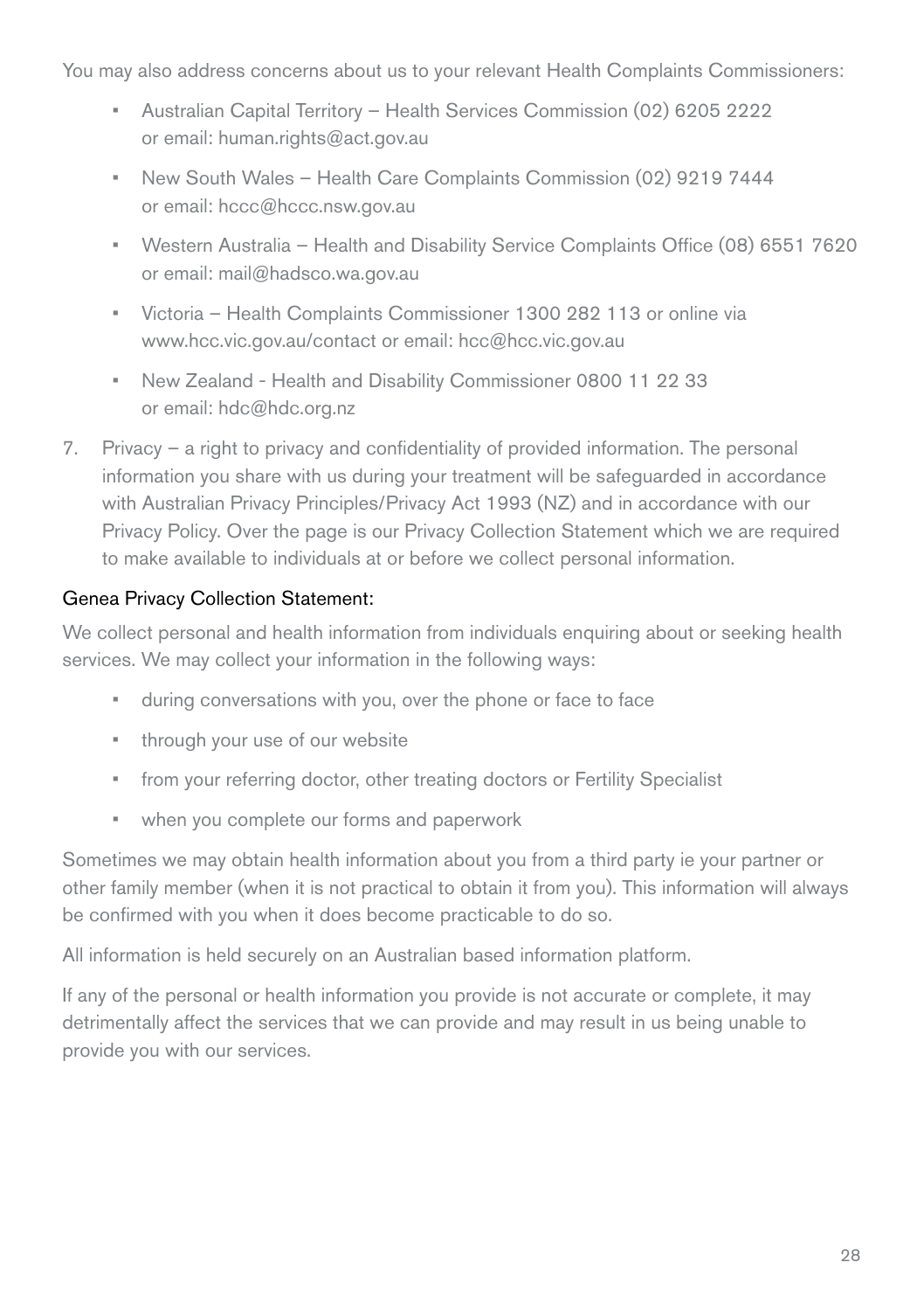You may also address concerns about us to your relevant Health Complaints Commissioners:

- Australian Capital Territory – Health Services Commission (02) 6205 2222 or email: human.rights@act.gov.au
- New South Wales – Health Care Complaints Commission (02) 9219 7444 or email: hccc@hccc.nsw.gov.au
- Western Australia – Health and Disability Service Complaints Office (08) 6551 7620 or email: mail@hadsco.wa.gov.au
- Victoria – Health Complaints Commissioner 1300 282 113 or online via www.hcc.vic.gov.au/contact or email: hcc@hcc.vic.gov.au
- New Zealand - Health and Disability Commissioner 0800 11 22 33 or email: hdc@hdc.org.nz

7. Privacy – a right to privacy and confidentiality of provided information. The personal information you share with us during your treatment will be safeguarded in accordance with Australian Privacy Principles/Privacy Act 1993 (NZ) and in accordance with our Privacy Policy. Over the page is our Privacy Collection Statement which we are required to make available to individuals at or before we collect personal information.

### Genea Privacy Collection Statement:

We collect personal and health information from individuals enquiring about or seeking health services. We may collect your information in the following ways:

- during conversations with you, over the phone or face to face
- through your use of our website
- from your referring doctor, other treating doctors or Fertility Specialist
- when you complete our forms and paperwork

Sometimes we may obtain health information about you from a third party ie your partner or other family member (when it is not practical to obtain it from you). This information will always be confirmed with you when it does become practicable to do so.

All information is held securely on an Australian based information platform.

If any of the personal or health information you provide is not accurate or complete, it may detrimentally affect the services that we can provide and may result in us being unable to provide you with our services.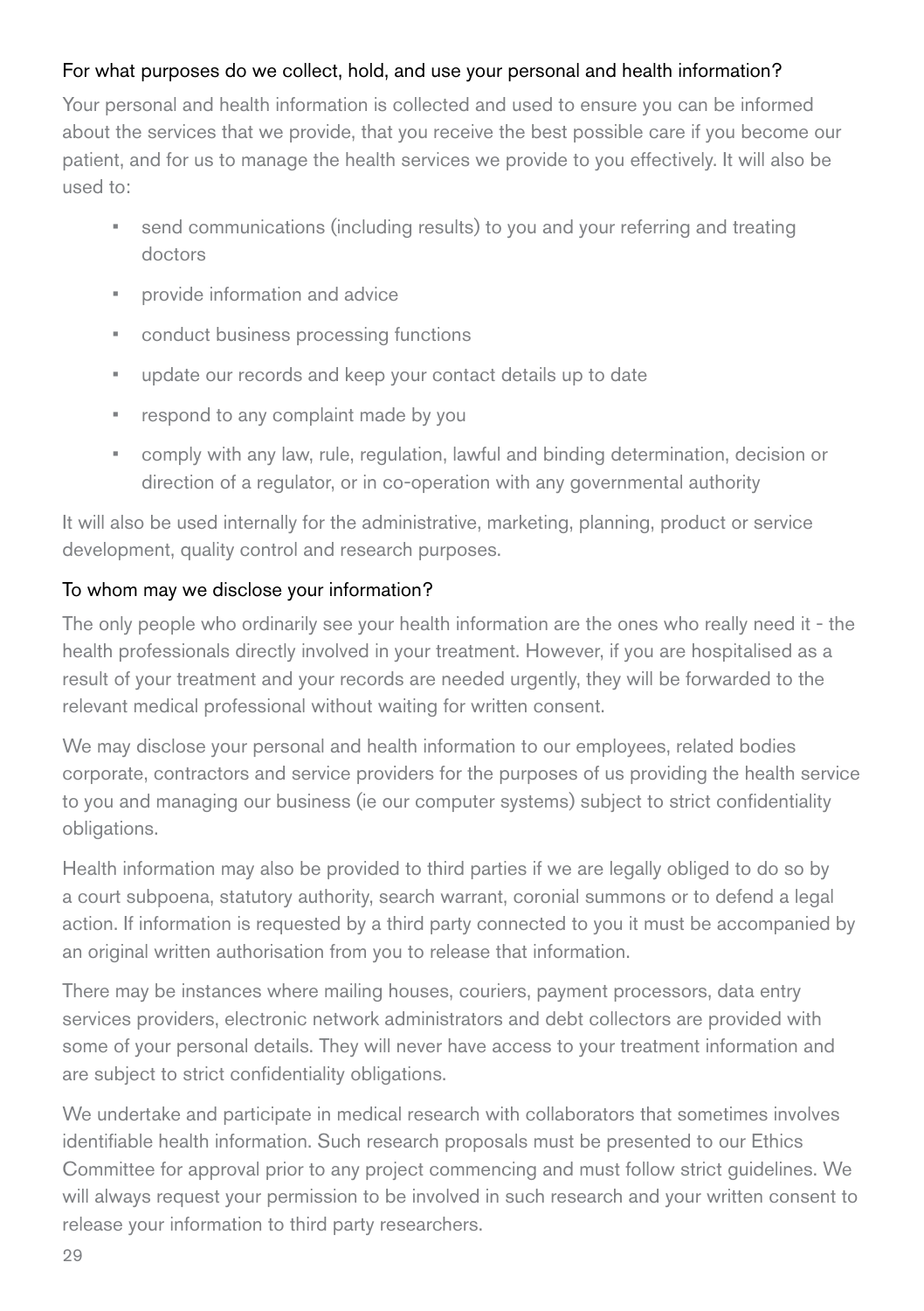### For what purposes do we collect, hold, and use your personal and health information?

Your personal and health information is collected and used to ensure you can be informed about the services that we provide, that you receive the best possible care if you become our patient, and for us to manage the health services we provide to you effectively. It will also be used to:

- send communications (including results) to you and your referring and treating doctors
- provide information and advice
- conduct business processing functions
- update our records and keep your contact details up to date
- respond to any complaint made by you
- comply with any law, rule, regulation, lawful and binding determination, decision or direction of a regulator, or in co-operation with any governmental authority

It will also be used internally for the administrative, marketing, planning, product or service development, quality control and research purposes.

### To whom may we disclose your information?

The only people who ordinarily see your health information are the ones who really need it - the health professionals directly involved in your treatment. However, if you are hospitalised as a result of your treatment and your records are needed urgently, they will be forwarded to the relevant medical professional without waiting for written consent.

We may disclose your personal and health information to our employees, related bodies corporate, contractors and service providers for the purposes of us providing the health service to you and managing our business (ie our computer systems) subject to strict confidentiality obligations.

Health information may also be provided to third parties if we are legally obliged to do so by a court subpoena, statutory authority, search warrant, coronial summons or to defend a legal action. If information is requested by a third party connected to you it must be accompanied by an original written authorisation from you to release that information.

There may be instances where mailing houses, couriers, payment processors, data entry services providers, electronic network administrators and debt collectors are provided with some of your personal details. They will never have access to your treatment information and are subject to strict confidentiality obligations.

We undertake and participate in medical research with collaborators that sometimes involves identifiable health information. Such research proposals must be presented to our Ethics Committee for approval prior to any project commencing and must follow strict guidelines. We will always request your permission to be involved in such research and your written consent to release your information to third party researchers.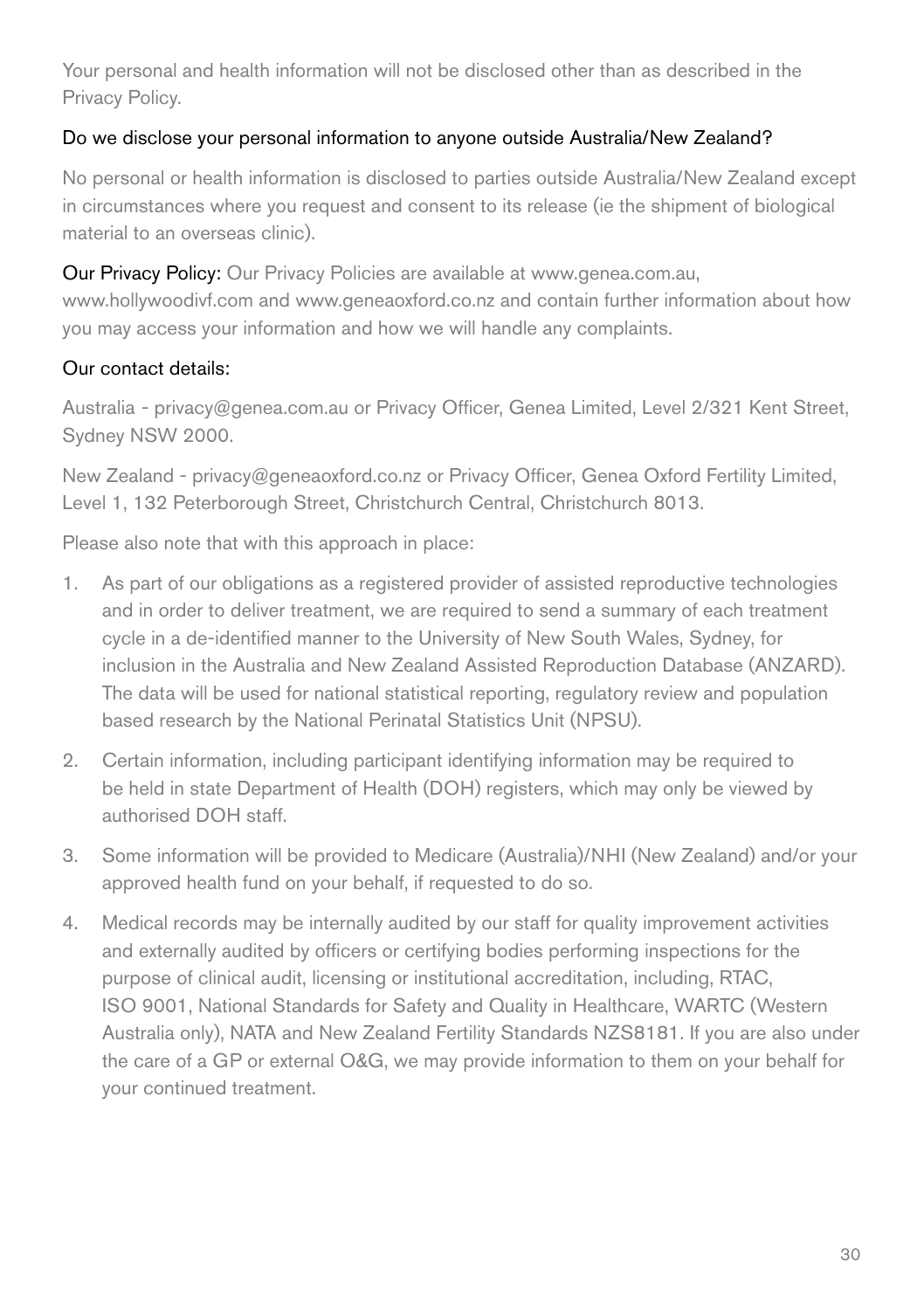Your personal and health information will not be disclosed other than as described in the Privacy Policy.

### Do we disclose your personal information to anyone outside Australia/New Zealand?

No personal or health information is disclosed to parties outside Australia/New Zealand except in circumstances where you request and consent to its release (ie the shipment of biological material to an overseas clinic).

**Our Privacy Policy:** Our Privacy Policies are available at www.genea.com.au, www.hollywoodivf.com and www.geneaoxford.co.nz and contain further information about how you may access your information and how we will handle any complaints.

### Our contact details:

Australia - privacy@genea.com.au or Privacy Officer, Genea Limited, Level 2/321 Kent Street, Sydney NSW 2000.

New Zealand - privacy@geneaoxford.co.nz or Privacy Officer, Genea Oxford Fertility Limited, Level 1, 132 Peterborough Street, Christchurch Central, Christchurch 8013.

Please also note that with this approach in place:

1. As part of our obligations as a registered provider of assisted reproductive technologies and in order to deliver treatment, we are required to send a summary of each treatment cycle in a de-identified manner to the University of New South Wales, Sydney, for inclusion in the Australia and New Zealand Assisted Reproduction Database (ANZARD). The data will be used for national statistical reporting, regulatory review and population based research by the National Perinatal Statistics Unit (NPSU).
2. Certain information, including participant identifying information may be required to be held in state Department of Health (DOH) registers, which may only be viewed by authorised DOH staff.
3. Some information will be provided to Medicare (Australia)/NHI (New Zealand) and/or your approved health fund on your behalf, if requested to do so.
4. Medical records may be internally audited by our staff for quality improvement activities and externally audited by officers or certifying bodies performing inspections for the purpose of clinical audit, licensing or institutional accreditation, including, RTAC, ISO 9001, National Standards for Safety and Quality in Healthcare, WARTC (Western Australia only), NATA and New Zealand Fertility Standards NZS8181. If you are also under the care of a GP or external O&G, we may provide information to them on your behalf for your continued treatment.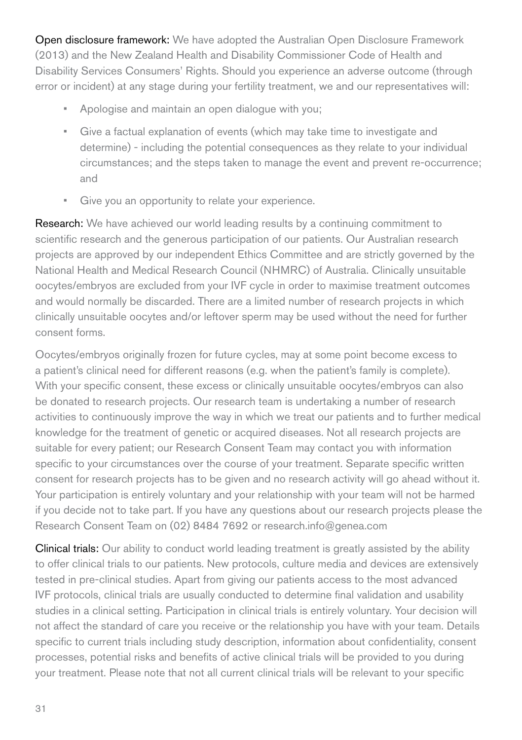**Open disclosure framework:** We have adopted the Australian Open Disclosure Framework (2013) and the New Zealand Health and Disability Commissioner Code of Health and Disability Services Consumers' Rights. Should you experience an adverse outcome (through error or incident) at any stage during your fertility treatment, we and our representatives will:

- Apologise and maintain an open dialogue with you;
- Give a factual explanation of events (which may take time to investigate and determine) - including the potential consequences as they relate to your individual circumstances; and the steps taken to manage the event and prevent re-occurrence; and
- Give you an opportunity to relate your experience.

**Research:** We have achieved our world leading results by a continuing commitment to scientific research and the generous participation of our patients. Our Australian research projects are approved by our independent Ethics Committee and are strictly governed by the National Health and Medical Research Council (NHMRC) of Australia. Clinically unsuitable oocytes/embryos are excluded from your IVF cycle in order to maximise treatment outcomes and would normally be discarded. There are a limited number of research projects in which clinically unsuitable oocytes and/or leftover sperm may be used without the need for further consent forms.

Oocytes/embryos originally frozen for future cycles, may at some point become excess to a patient's clinical need for different reasons (e.g. when the patient's family is complete). With your specific consent, these excess or clinically unsuitable oocytes/embryos can also be donated to research projects. Our research team is undertaking a number of research activities to continuously improve the way in which we treat our patients and to further medical knowledge for the treatment of genetic or acquired diseases. Not all research projects are suitable for every patient; our Research Consent Team may contact you with information specific to your circumstances over the course of your treatment. Separate specific written consent for research projects has to be given and no research activity will go ahead without it. Your participation is entirely voluntary and your relationship with your team will not be harmed if you decide not to take part. If you have any questions about our research projects please the Research Consent Team on (02) 8484 7692 or research.info@genea.com

**Clinical trials:** Our ability to conduct world leading treatment is greatly assisted by the ability to offer clinical trials to our patients. New protocols, culture media and devices are extensively tested in pre-clinical studies. Apart from giving our patients access to the most advanced IVF protocols, clinical trials are usually conducted to determine final validation and usability studies in a clinical setting. Participation in clinical trials is entirely voluntary. Your decision will not affect the standard of care you receive or the relationship you have with your team. Details specific to current trials including study description, information about confidentiality, consent processes, potential risks and benefits of active clinical trials will be provided to you during your treatment. Please note that not all current clinical trials will be relevant to your specific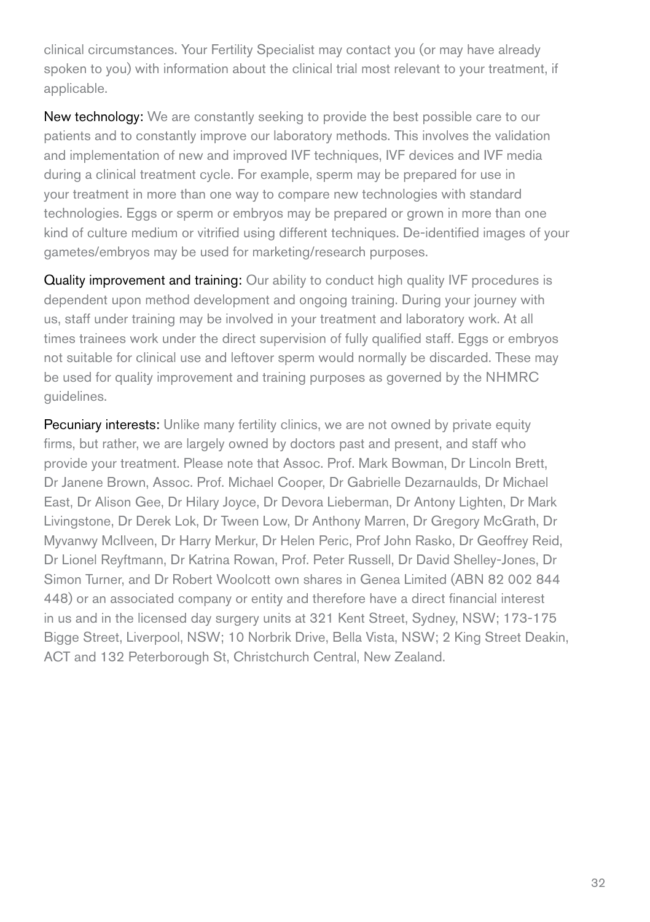clinical circumstances. Your Fertility Specialist may contact you (or may have already spoken to you) with information about the clinical trial most relevant to your treatment, if applicable.

New technology: We are constantly seeking to provide the best possible care to our patients and to constantly improve our laboratory methods. This involves the validation and implementation of new and improved IVF techniques, IVF devices and IVF media during a clinical treatment cycle. For example, sperm may be prepared for use in your treatment in more than one way to compare new technologies with standard technologies. Eggs or sperm or embryos may be prepared or grown in more than one kind of culture medium or vitrified using different techniques. De-identified images of your gametes/embryos may be used for marketing/research purposes.

Quality improvement and training: Our ability to conduct high quality IVF procedures is dependent upon method development and ongoing training. During your journey with us, staff under training may be involved in your treatment and laboratory work. At all times trainees work under the direct supervision of fully qualified staff. Eggs or embryos not suitable for clinical use and leftover sperm would normally be discarded. These may be used for quality improvement and training purposes as governed by the NHMRC guidelines.

Pecuniary interests: Unlike many fertility clinics, we are not owned by private equity firms, but rather, we are largely owned by doctors past and present, and staff who provide your treatment. Please note that Assoc. Prof. Mark Bowman, Dr Lincoln Brett, Dr Janene Brown, Assoc. Prof. Michael Cooper, Dr Gabrielle Dezarnaulds, Dr Michael East, Dr Alison Gee, Dr Hilary Joyce, Dr Devora Lieberman, Dr Antony Lighten, Dr Mark Livingstone, Dr Derek Lok, Dr Tween Low, Dr Anthony Marren, Dr Gregory McGrath, Dr Myvanwy McIlveen, Dr Harry Merkur, Dr Helen Peric, Prof John Rasko, Dr Geoffrey Reid, Dr Lionel Reyftmann, Dr Katrina Rowan, Prof. Peter Russell, Dr David Shelley-Jones, Dr Simon Turner, and Dr Robert Woolcott own shares in Genea Limited (ABN 82 002 844 448) or an associated company or entity and therefore have a direct financial interest in us and in the licensed day surgery units at 321 Kent Street, Sydney, NSW; 173-175 Bigge Street, Liverpool, NSW; 10 Norbrik Drive, Bella Vista, NSW; 2 King Street Deakin, ACT and 132 Peterborough St, Christchurch Central, New Zealand.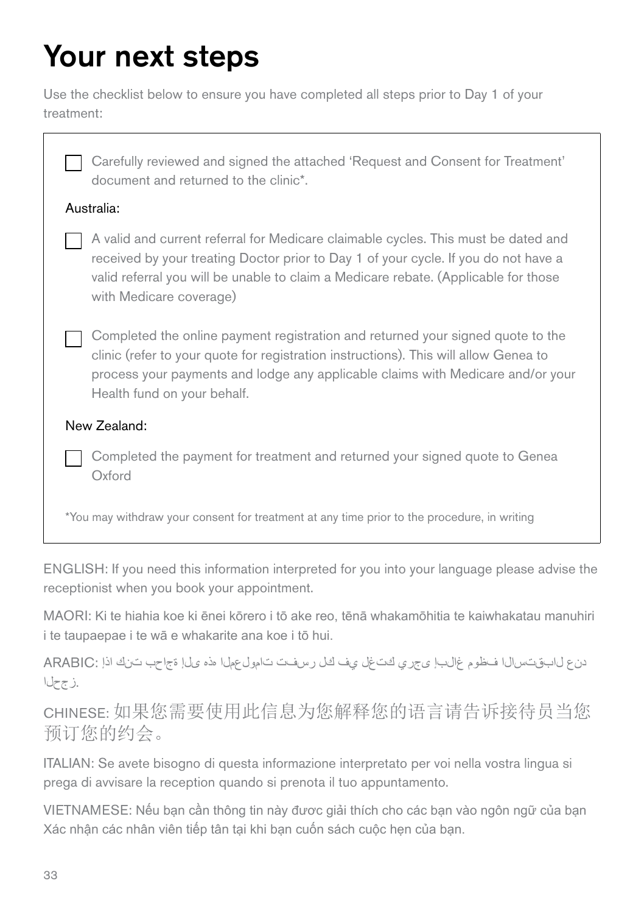# Your next steps

Use the checklist below to ensure you have completed all steps prior to Day 1 of your treatment:

- [ ] Carefully reviewed and signed the attached 'Request and Consent for Treatment' document and returned to the clinic*.

Australia:

- [ ] A valid and current referral for Medicare claimable cycles. This must be dated and received by your treating Doctor prior to Day 1 of your cycle. If you do not have a valid referral you will be unable to claim a Medicare rebate. (Applicable for those with Medicare coverage)

- [ ] Completed the online payment registration and returned your signed quote to the clinic (refer to your quote for registration instructions). This will allow Genea to process your payments and lodge any applicable claims with Medicare and/or your Health fund on your behalf.

New Zealand:

- [ ] Completed the payment for treatment and returned your signed quote to Genea Oxford

*You may withdraw your consent for treatment at any time prior to the procedure, in writing

ENGLISH: If you need this information interpreted for you into your language please advise the receptionist when you book your appointment.

MAORI: Ki te hiahia koe ki ēnei kōrero i tō ake reo, tēnā whakamōhitia te kaiwhakatau manuhiri i te taupaepae i te wā e whakarite ana koe i tō hui.

ARABIC: إذا كنت بحاجة إلى هذه المعلومات تفسر لك في لغتك يرجى إبلاغ موظف الاستقبال عند الحجز.

CHINESE: 如果您需要使用此信息为您解释您的语言请告诉接待员当您预订您的约会。

ITALIAN: Se avete bisogno di questa informazione interpretato per voi nella vostra lingua si prega di avvisare la reception quando si prenota il tuo appuntamento.

VIETNAMESE: Nếu bạn cần thông tin này được giải thích cho các bạn vào ngôn ngữ của bạn Xác nhận các nhân viên tiếp tân tại khi bạn cuốn sách cuộc hẹn của bạn.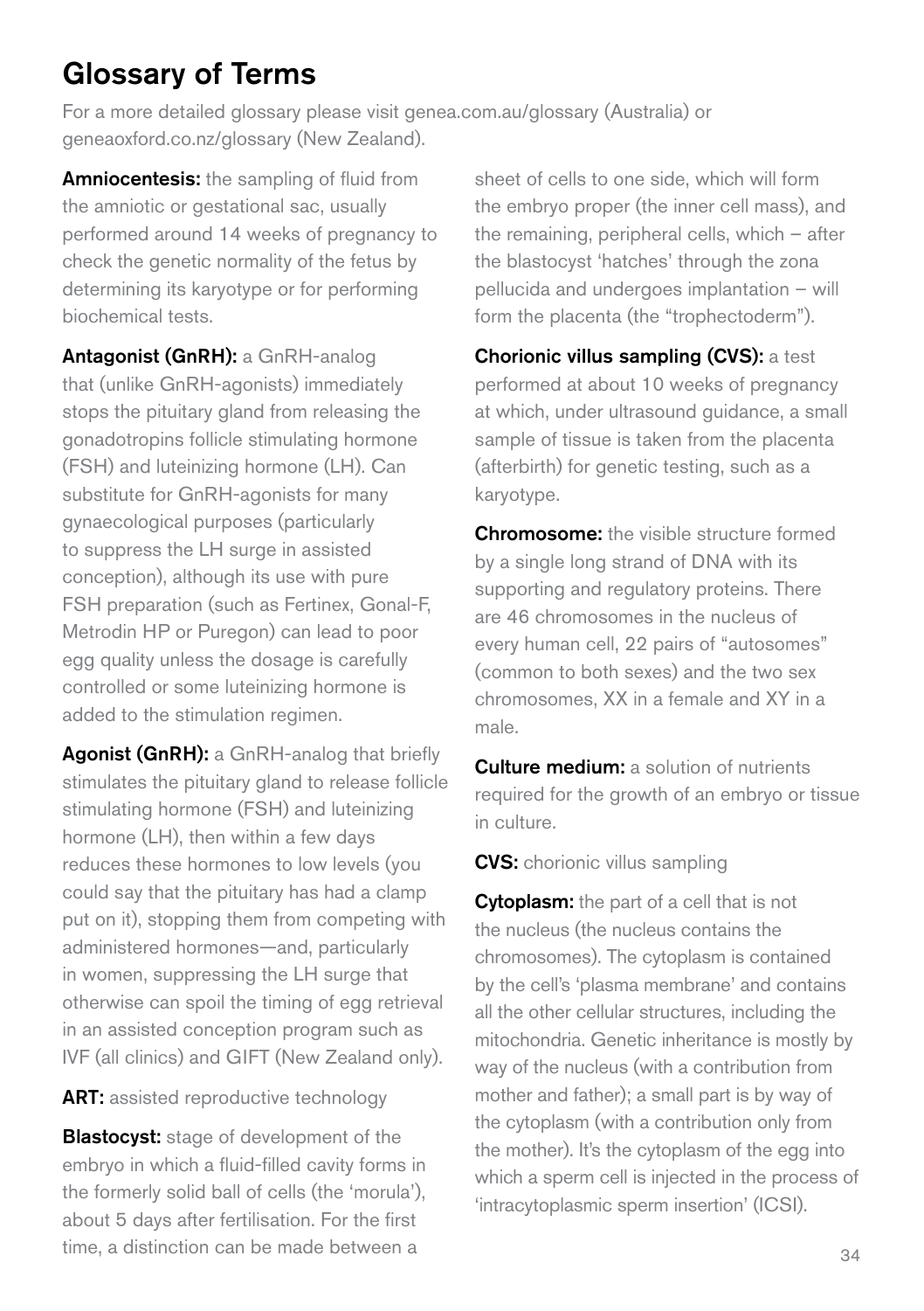# Glossary of Terms

For a more detailed glossary please visit genea.com.au/glossary (Australia) or geneaoxford.co.nz/glossary (New Zealand).

**Amniocentesis:** the sampling of fluid from the amniotic or gestational sac, usually performed around 14 weeks of pregnancy to check the genetic normality of the fetus by determining its karyotype or for performing biochemical tests.

**Antagonist (GnRH):** a GnRH-analog that (unlike GnRH-agonists) immediately stops the pituitary gland from releasing the gonadotropins follicle stimulating hormone (FSH) and luteinizing hormone (LH). Can substitute for GnRH-agonists for many gynaecological purposes (particularly to suppress the LH surge in assisted conception), although its use with pure FSH preparation (such as Fertinex, Gonal-F, Metrodin HP or Puregon) can lead to poor egg quality unless the dosage is carefully controlled or some luteinizing hormone is added to the stimulation regimen.

**Agonist (GnRH):** a GnRH-analog that briefly stimulates the pituitary gland to release follicle stimulating hormone (FSH) and luteinizing hormone (LH), then within a few days reduces these hormones to low levels (you could say that the pituitary has had a clamp put on it), stopping them from competing with administered hormones—and, particularly in women, suppressing the LH surge that otherwise can spoil the timing of egg retrieval in an assisted conception program such as IVF (all clinics) and GIFT (New Zealand only).

**ART:** assisted reproductive technology

**Blastocyst:** stage of development of the embryo in which a fluid-filled cavity forms in the formerly solid ball of cells (the 'morula'), about 5 days after fertilisation. For the first time, a distinction can be made between a sheet of cells to one side, which will form the embryo proper (the inner cell mass), and the remaining, peripheral cells, which – after the blastocyst 'hatches' through the zona pellucida and undergoes implantation – will form the placenta (the "trophectoderm").

**Chorionic villus sampling (CVS):** a test performed at about 10 weeks of pregnancy at which, under ultrasound guidance, a small sample of tissue is taken from the placenta (afterbirth) for genetic testing, such as a karyotype.

**Chromosome:** the visible structure formed by a single long strand of DNA with its supporting and regulatory proteins. There are 46 chromosomes in the nucleus of every human cell, 22 pairs of "autosomes" (common to both sexes) and the two sex chromosomes, XX in a female and XY in a male.

**Culture medium:** a solution of nutrients required for the growth of an embryo or tissue in culture.

**CVS:** chorionic villus sampling

**Cytoplasm:** the part of a cell that is not the nucleus (the nucleus contains the chromosomes). The cytoplasm is contained by the cell's 'plasma membrane' and contains all the other cellular structures, including the mitochondria. Genetic inheritance is mostly by way of the nucleus (with a contribution from mother and father); a small part is by way of the cytoplasm (with a contribution only from the mother). It's the cytoplasm of the egg into which a sperm cell is injected in the process of 'intracytoplasmic sperm insertion' (ICSI).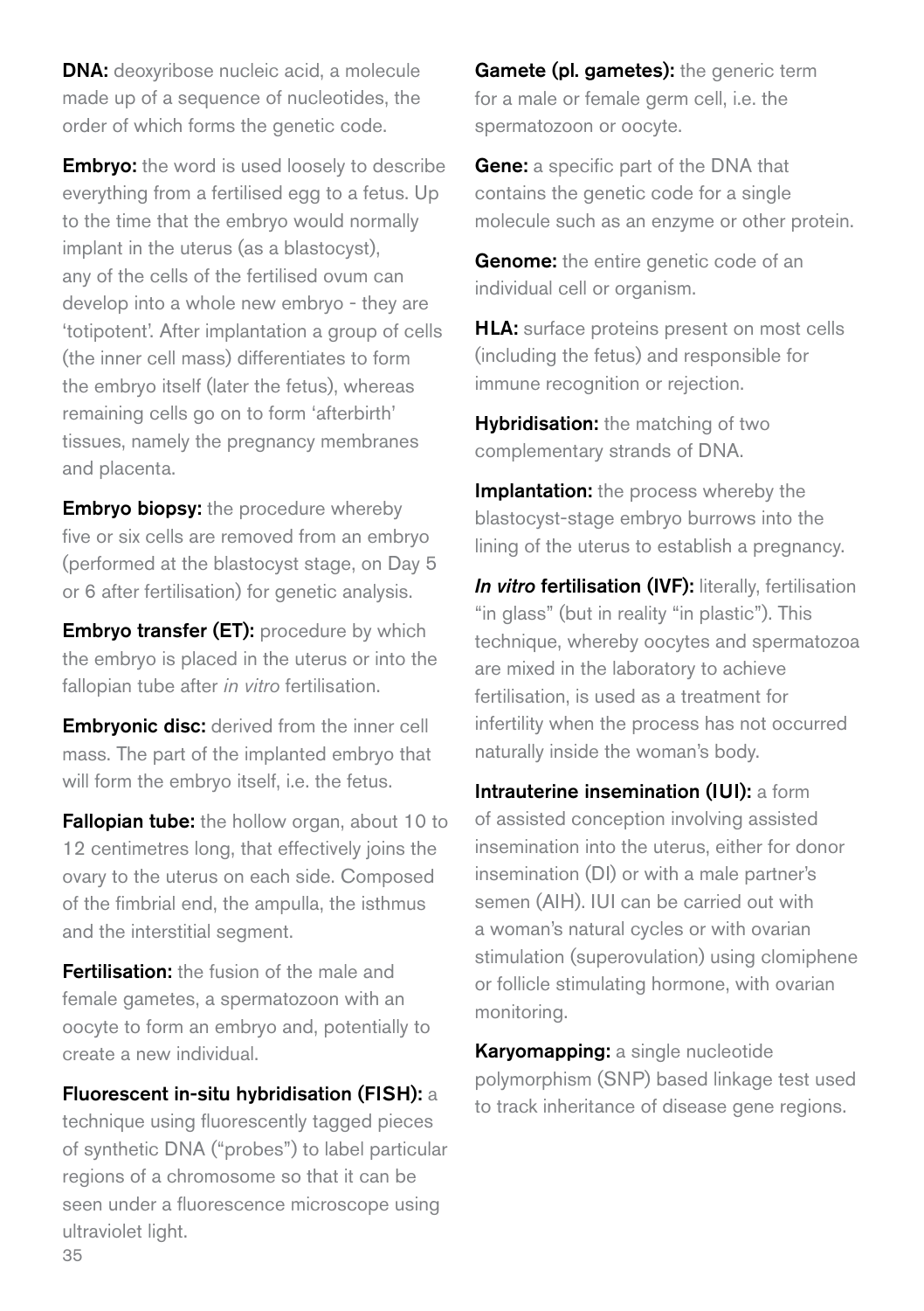**DNA:** deoxyribose nucleic acid, a molecule made up of a sequence of nucleotides, the order of which forms the genetic code.

**Embryo:** the word is used loosely to describe everything from a fertilised egg to a fetus. Up to the time that the embryo would normally implant in the uterus (as a blastocyst), any of the cells of the fertilised ovum can develop into a whole new embryo - they are 'totipotent'. After implantation a group of cells (the inner cell mass) differentiates to form the embryo itself (later the fetus), whereas remaining cells go on to form 'afterbirth' tissues, namely the pregnancy membranes and placenta.

**Embryo biopsy:** the procedure whereby five or six cells are removed from an embryo (performed at the blastocyst stage, on Day 5 or 6 after fertilisation) for genetic analysis.

**Embryo transfer (ET):** procedure by which the embryo is placed in the uterus or into the fallopian tube after *in vitro* fertilisation.

**Embryonic disc:** derived from the inner cell mass. The part of the implanted embryo that will form the embryo itself, i.e. the fetus.

**Fallopian tube:** the hollow organ, about 10 to 12 centimetres long, that effectively joins the ovary to the uterus on each side. Composed of the fimbrial end, the ampulla, the isthmus and the interstitial segment.

**Fertilisation:** the fusion of the male and female gametes, a spermatozoon with an oocyte to form an embryo and, potentially to create a new individual.

**Fluorescent in-situ hybridisation (FISH):** a technique using fluorescently tagged pieces of synthetic DNA ("probes") to label particular regions of a chromosome so that it can be seen under a fluorescence microscope using ultraviolet light.

**Gamete (pl. gametes):** the generic term for a male or female germ cell, i.e. the spermatozoon or oocyte.

**Gene:** a specific part of the DNA that contains the genetic code for a single molecule such as an enzyme or other protein.

**Genome:** the entire genetic code of an individual cell or organism.

**HLA:** surface proteins present on most cells (including the fetus) and responsible for immune recognition or rejection.

**Hybridisation:** the matching of two complementary strands of DNA.

**Implantation:** the process whereby the blastocyst-stage embryo burrows into the lining of the uterus to establish a pregnancy.

***In vitro* fertilisation (IVF):** literally, fertilisation "in glass" (but in reality "in plastic"). This technique, whereby oocytes and spermatozoa are mixed in the laboratory to achieve fertilisation, is used as a treatment for infertility when the process has not occurred naturally inside the woman's body.

**Intrauterine insemination (IUI):** a form of assisted conception involving assisted insemination into the uterus, either for donor insemination (DI) or with a male partner's semen (AIH). IUI can be carried out with a woman's natural cycles or with ovarian stimulation (superovulation) using clomiphene or follicle stimulating hormone, with ovarian monitoring.

**Karyomapping:** a single nucleotide polymorphism (SNP) based linkage test used to track inheritance of disease gene regions.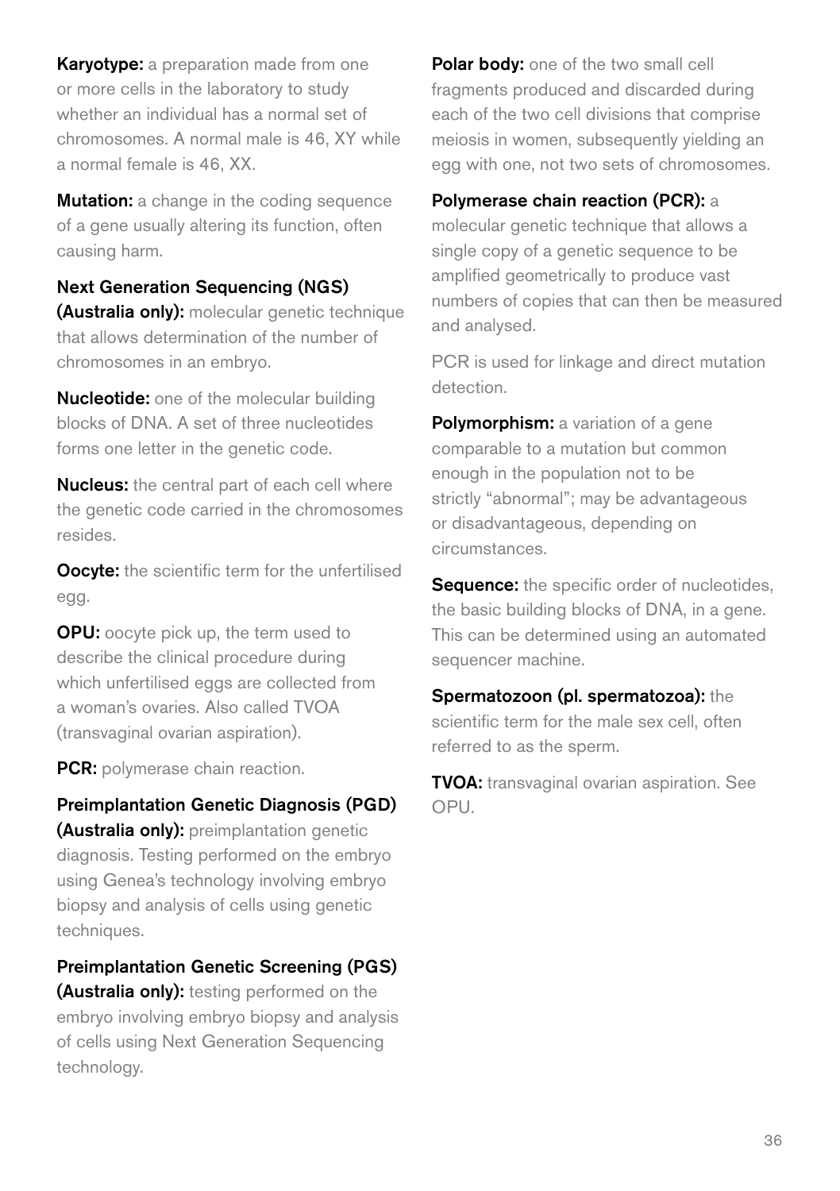**Karyotype:** a preparation made from one or more cells in the laboratory to study whether an individual has a normal set of chromosomes. A normal male is 46, XY while a normal female is 46, XX.

**Mutation:** a change in the coding sequence of a gene usually altering its function, often causing harm.

**Next Generation Sequencing (NGS) (Australia only):** molecular genetic technique that allows determination of the number of chromosomes in an embryo.

**Nucleotide:** one of the molecular building blocks of DNA. A set of three nucleotides forms one letter in the genetic code.

**Nucleus:** the central part of each cell where the genetic code carried in the chromosomes resides.

**Oocyte:** the scientific term for the unfertilised egg.

**OPU:** oocyte pick up, the term used to describe the clinical procedure during which unfertilised eggs are collected from a woman's ovaries. Also called TVOA (transvaginal ovarian aspiration).

**PCR:** polymerase chain reaction.

**Preimplantation Genetic Diagnosis (PGD) (Australia only):** preimplantation genetic diagnosis. Testing performed on the embryo using Genea's technology involving embryo biopsy and analysis of cells using genetic techniques.

**Preimplantation Genetic Screening (PGS) (Australia only):** testing performed on the embryo involving embryo biopsy and analysis of cells using Next Generation Sequencing technology.

**Polar body:** one of the two small cell fragments produced and discarded during each of the two cell divisions that comprise meiosis in women, subsequently yielding an egg with one, not two sets of chromosomes.

**Polymerase chain reaction (PCR):** a molecular genetic technique that allows a single copy of a genetic sequence to be amplified geometrically to produce vast numbers of copies that can then be measured and analysed.

PCR is used for linkage and direct mutation detection.

**Polymorphism:** a variation of a gene comparable to a mutation but common enough in the population not to be strictly "abnormal"; may be advantageous or disadvantageous, depending on circumstances.

**Sequence:** the specific order of nucleotides, the basic building blocks of DNA, in a gene. This can be determined using an automated sequencer machine.

**Spermatozoon (pl. spermatozoa):** the scientific term for the male sex cell, often referred to as the sperm.

**TVOA:** transvaginal ovarian aspiration. See OPU.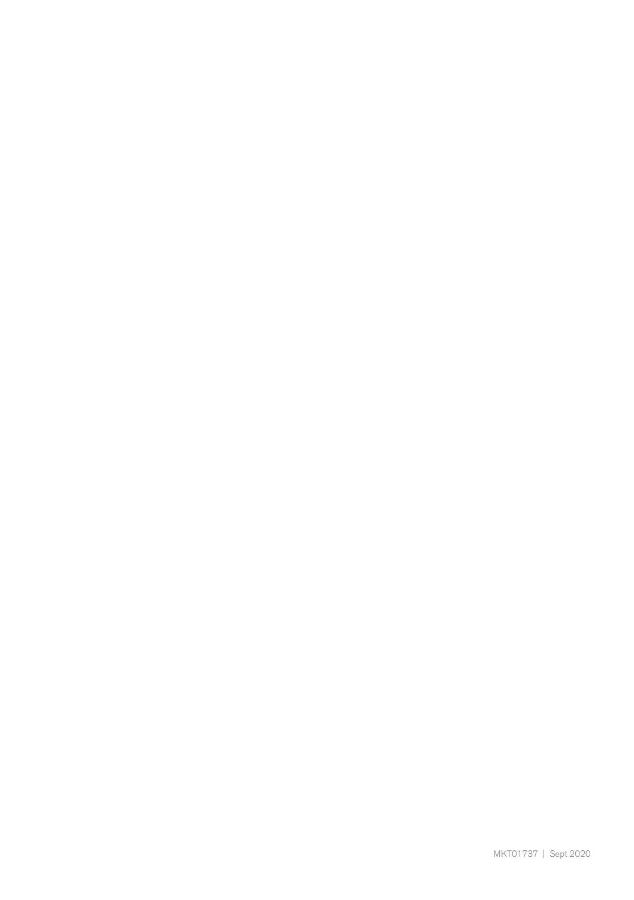MKT01737 | Sept 2020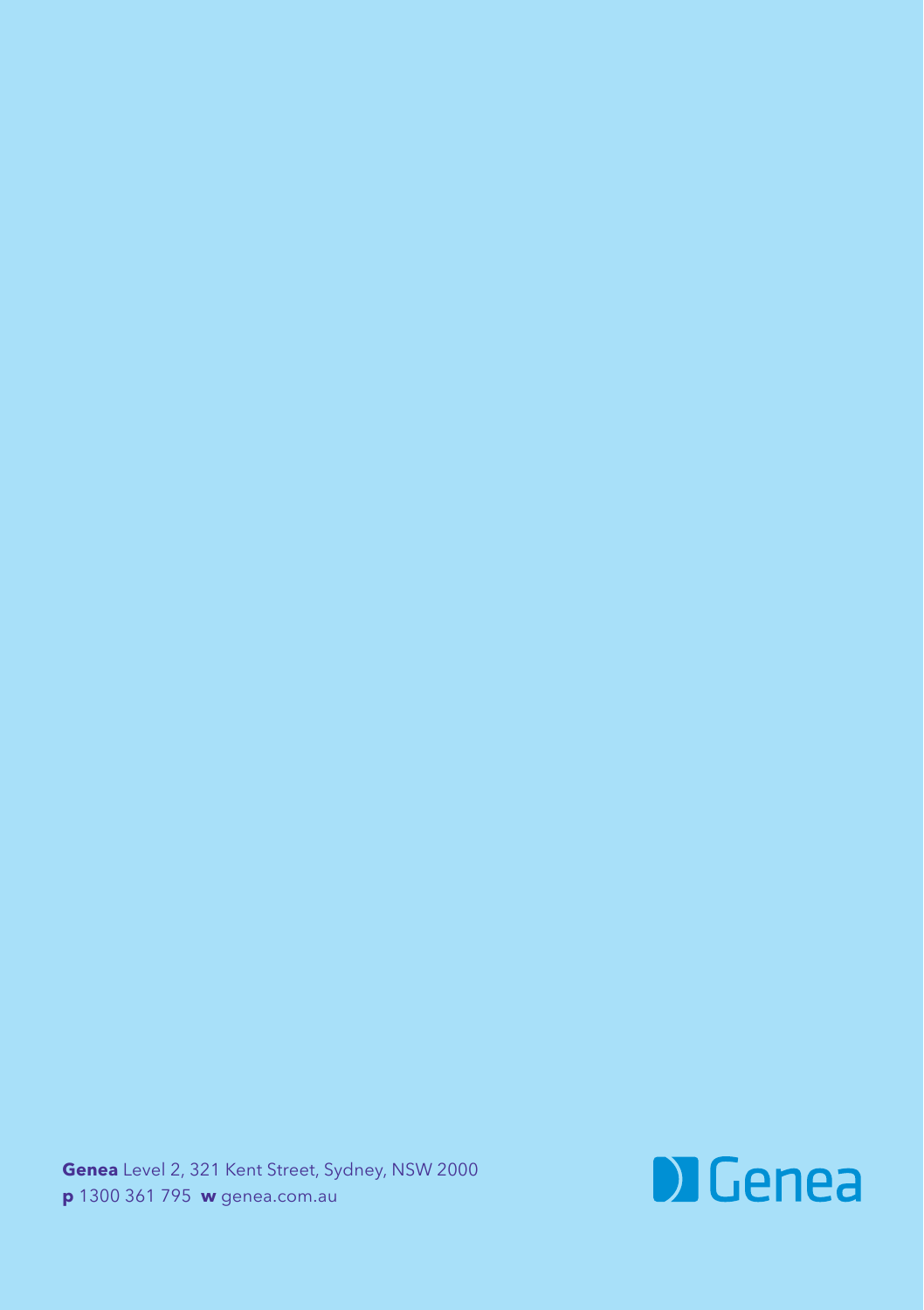**Genea** Level 2, 321 Kent Street, Sydney, NSW 2000
**p** 1300 361 795 **w** genea.com.au

Genea